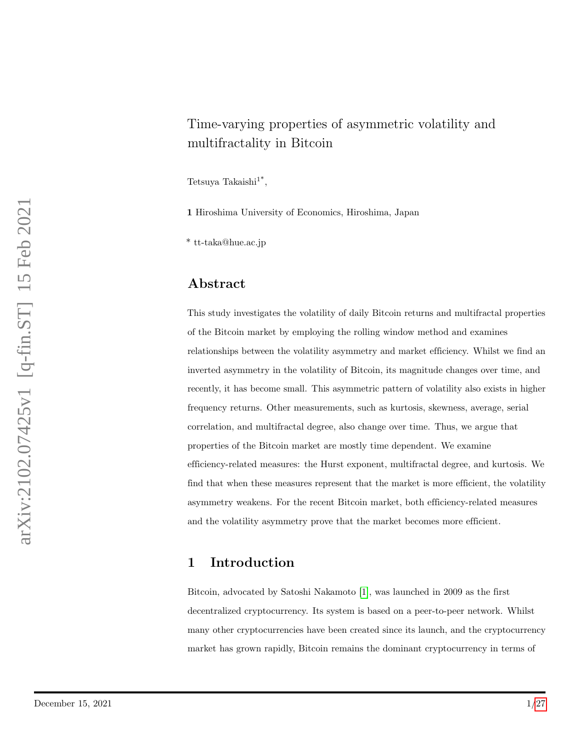# Time-varying properties of asymmetric volatility and multifractality in Bitcoin

Tetsuya Takaishi[1*],

**1** Hiroshima University of Economics, Hiroshima, Japan

\* tt-taka@hue.ac.jp

## Abstract

This study investigates the volatility of daily Bitcoin returns and multifractal properties of the Bitcoin market by employing the rolling window method and examines relationships between the volatility asymmetry and market efficiency. Whilst we find an inverted asymmetry in the volatility of Bitcoin, its magnitude changes over time, and recently, it has become small. This asymmetric pattern of volatility also exists in higher frequency returns. Other measurements, such as kurtosis, skewness, average, serial correlation, and multifractal degree, also change over time. Thus, we argue that properties of the Bitcoin market are mostly time dependent. We examine efficiency-related measures: the Hurst exponent, multifractal degree, and kurtosis. We find that when these measures represent that the market is more efficient, the volatility asymmetry weakens. For the recent Bitcoin market, both efficiency-related measures and the volatility asymmetry prove that the market becomes more efficient.

## 1 Introduction

Bitcoin, advocated by Satoshi Nakamoto [1], was launched in 2009 as the first decentralized cryptocurrency. Its system is based on a peer-to-peer network. Whilst many other cryptocurrencies have been created since its launch, and the cryptocurrency market has grown rapidly, Bitcoin remains the dominant cryptocurrency in terms of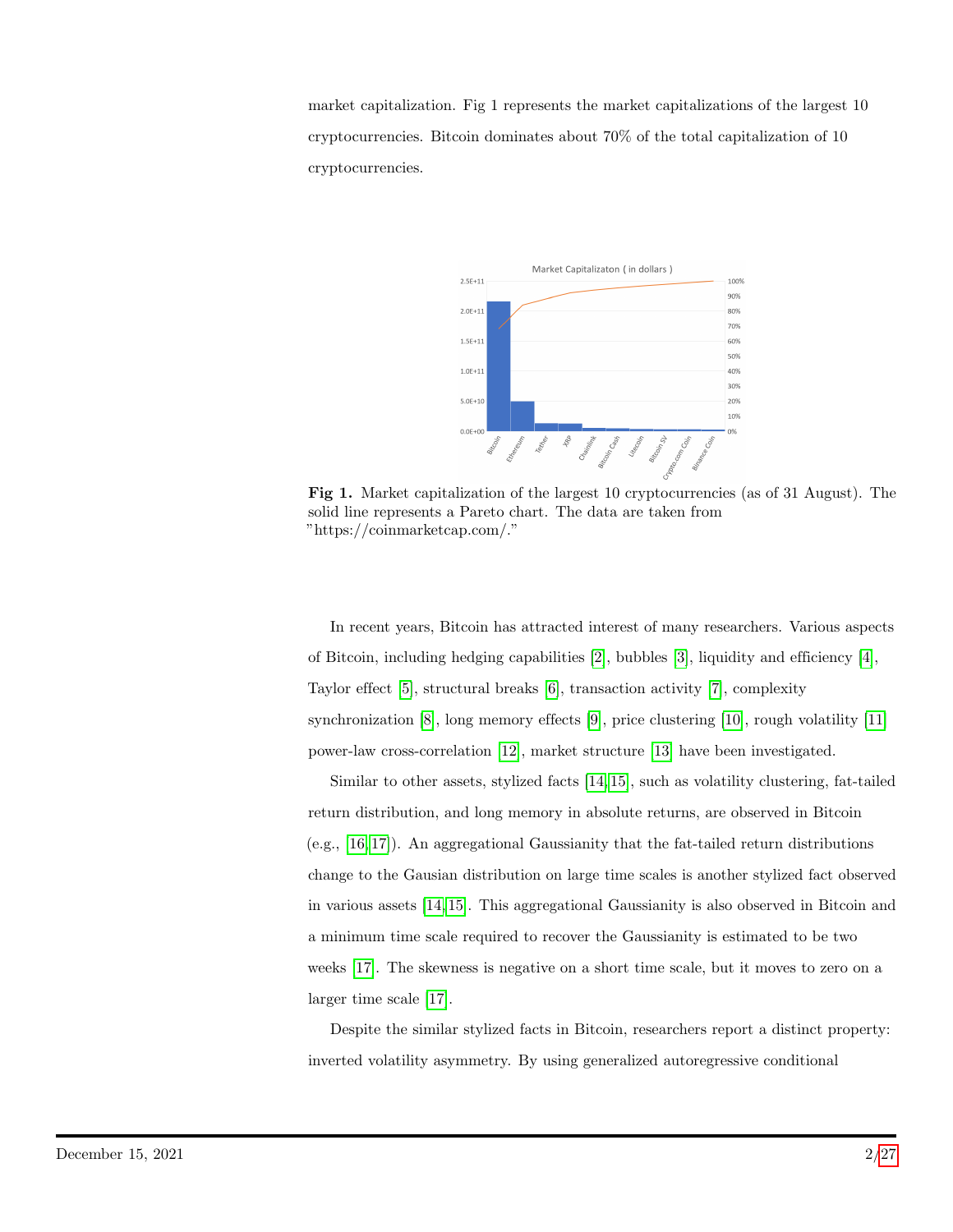market capitalization. Fig 1 represents the market capitalizations of the largest 10 cryptocurrencies. Bitcoin dominates about 70% of the total capitalization of 10 cryptocurrencies.

**Fig 1.** Market capitalization of the largest 10 cryptocurrencies (as of 31 August). The solid line represents a Pareto chart. The data are taken from "https://coinmarketcap.com/."

In recent years, Bitcoin has attracted interest of many researchers. Various aspects of Bitcoin, including hedging capabilities [2], bubbles [3], liquidity and efficiency [4], Taylor effect [5], structural breaks [6], transaction activity [7], complexity synchronization [8], long memory effects [9], price clustering [10], rough volatility [11] power-law cross-correlation [12], market structure [13] have been investigated.

Similar to other assets, stylized facts [14,15], such as volatility clustering, fat-tailed return distribution, and long memory in absolute returns, are observed in Bitcoin (e.g., [16,17]). An aggregational Gaussianity that the fat-tailed return distributions change to the Gausian distribution on large time scales is another stylized fact observed in various assets [14,15]. This aggregational Gaussianity is also observed in Bitcoin and a minimum time scale required to recover the Gaussianity is estimated to be two weeks [17]. The skewness is negative on a short time scale, but it moves to zero on a larger time scale [17].

Despite the similar stylized facts in Bitcoin, researchers report a distinct property: inverted volatility asymmetry. By using generalized autoregressive conditional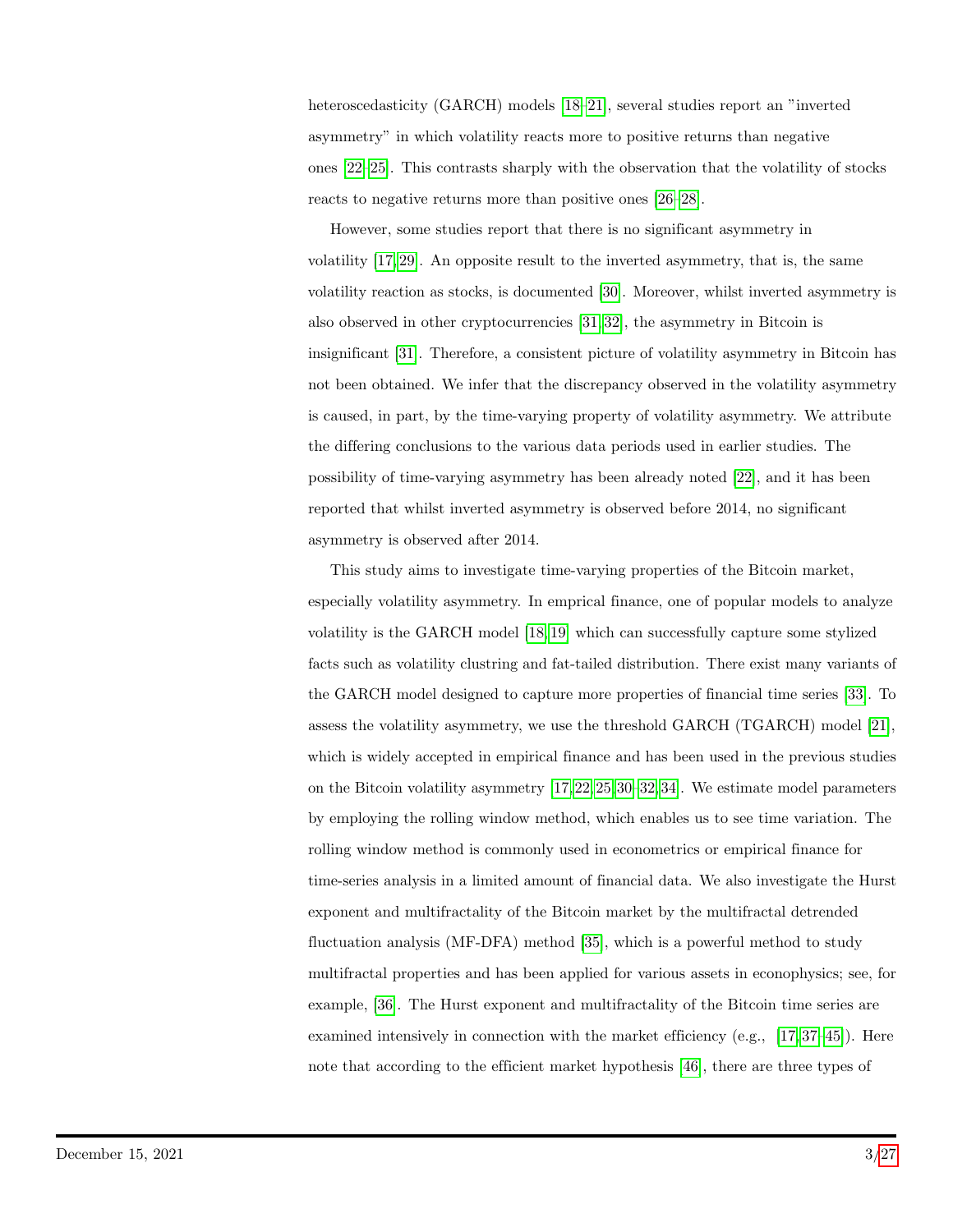heteroscedasticity (GARCH) models [18–21], several studies report an "inverted asymmetry" in which volatility reacts more to positive returns than negative ones [22–25]. This contrasts sharply with the observation that the volatility of stocks reacts to negative returns more than positive ones [26–28].

However, some studies report that there is no significant asymmetry in volatility [17, 29]. An opposite result to the inverted asymmetry, that is, the same volatility reaction as stocks, is documented [30]. Moreover, whilst inverted asymmetry is also observed in other cryptocurrencies [31, 32], the asymmetry in Bitcoin is insignificant [31]. Therefore, a consistent picture of volatility asymmetry in Bitcoin has not been obtained. We infer that the discrepancy observed in the volatility asymmetry is caused, in part, by the time-varying property of volatility asymmetry. We attribute the differing conclusions to the various data periods used in earlier studies. The possibility of time-varying asymmetry has been already noted [22], and it has been reported that whilst inverted asymmetry is observed before 2014, no significant asymmetry is observed after 2014.

This study aims to investigate time-varying properties of the Bitcoin market, especially volatility asymmetry. In emprical finance, one of popular models to analyze volatility is the GARCH model [18, 19] which can successfully capture some stylized facts such as volatility clustring and fat-tailed distribution. There exist many variants of the GARCH model designed to capture more properties of financial time series [33]. To assess the volatility asymmetry, we use the threshold GARCH (TGARCH) model [21], which is widely accepted in empirical finance and has been used in the previous studies on the Bitcoin volatility asymmetry [17, 22, 25, 30–32, 34]. We estimate model parameters by employing the rolling window method, which enables us to see time variation. The rolling window method is commonly used in econometrics or empirical finance for time-series analysis in a limited amount of financial data. We also investigate the Hurst exponent and multifractality of the Bitcoin market by the multifractal detrended fluctuation analysis (MF-DFA) method [35], which is a powerful method to study multifractal properties and has been applied for various assets in econophysics; see, for example, [36]. The Hurst exponent and multifractality of the Bitcoin time series are examined intensively in connection with the market efficiency (e.g., [17, 37–45]). Here note that according to the efficient market hypothesis [46], there are three types of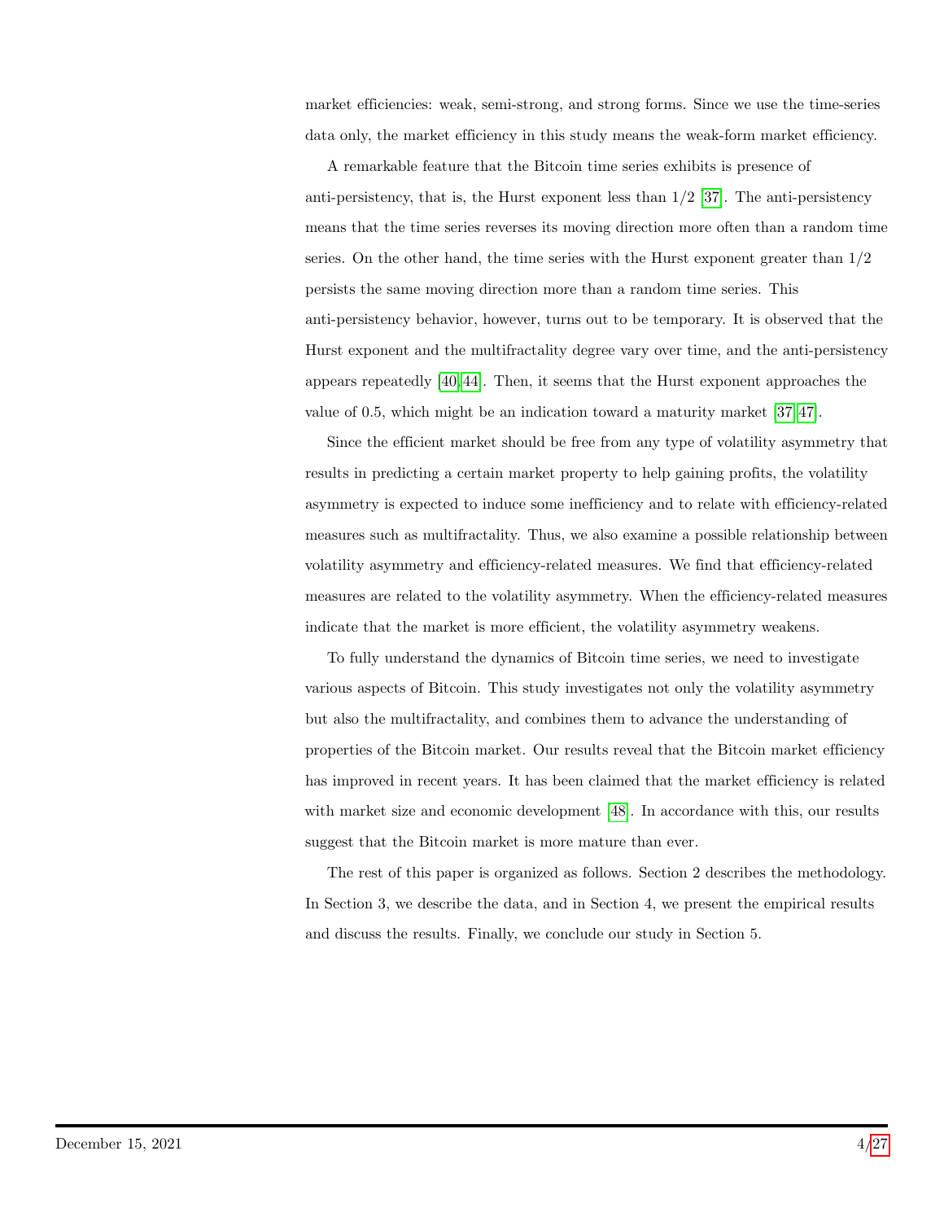market efficiencies: weak, semi-strong, and strong forms. Since we use the time-series data only, the market efficiency in this study means the weak-form market efficiency.

A remarkable feature that the Bitcoin time series exhibits is presence of anti-persistency, that is, the Hurst exponent less than 1/2 [37]. The anti-persistency means that the time series reverses its moving direction more often than a random time series. On the other hand, the time series with the Hurst exponent greater than 1/2 persists the same moving direction more than a random time series. This anti-persistency behavior, however, turns out to be temporary. It is observed that the Hurst exponent and the multifractality degree vary over time, and the anti-persistency appears repeatedly [40,44]. Then, it seems that the Hurst exponent approaches the value of 0.5, which might be an indication toward a maturity market [37,47].

Since the efficient market should be free from any type of volatility asymmetry that results in predicting a certain market property to help gaining profits, the volatility asymmetry is expected to induce some inefficiency and to relate with efficiency-related measures such as multifractality. Thus, we also examine a possible relationship between volatility asymmetry and efficiency-related measures. We find that efficiency-related measures are related to the volatility asymmetry. When the efficiency-related measures indicate that the market is more efficient, the volatility asymmetry weakens.

To fully understand the dynamics of Bitcoin time series, we need to investigate various aspects of Bitcoin. This study investigates not only the volatility asymmetry but also the multifractality, and combines them to advance the understanding of properties of the Bitcoin market. Our results reveal that the Bitcoin market efficiency has improved in recent years. It has been claimed that the market efficiency is related with market size and economic development [48]. In accordance with this, our results suggest that the Bitcoin market is more mature than ever.

The rest of this paper is organized as follows. Section 2 describes the methodology. In Section 3, we describe the data, and in Section 4, we present the empirical results and discuss the results. Finally, we conclude our study in Section 5.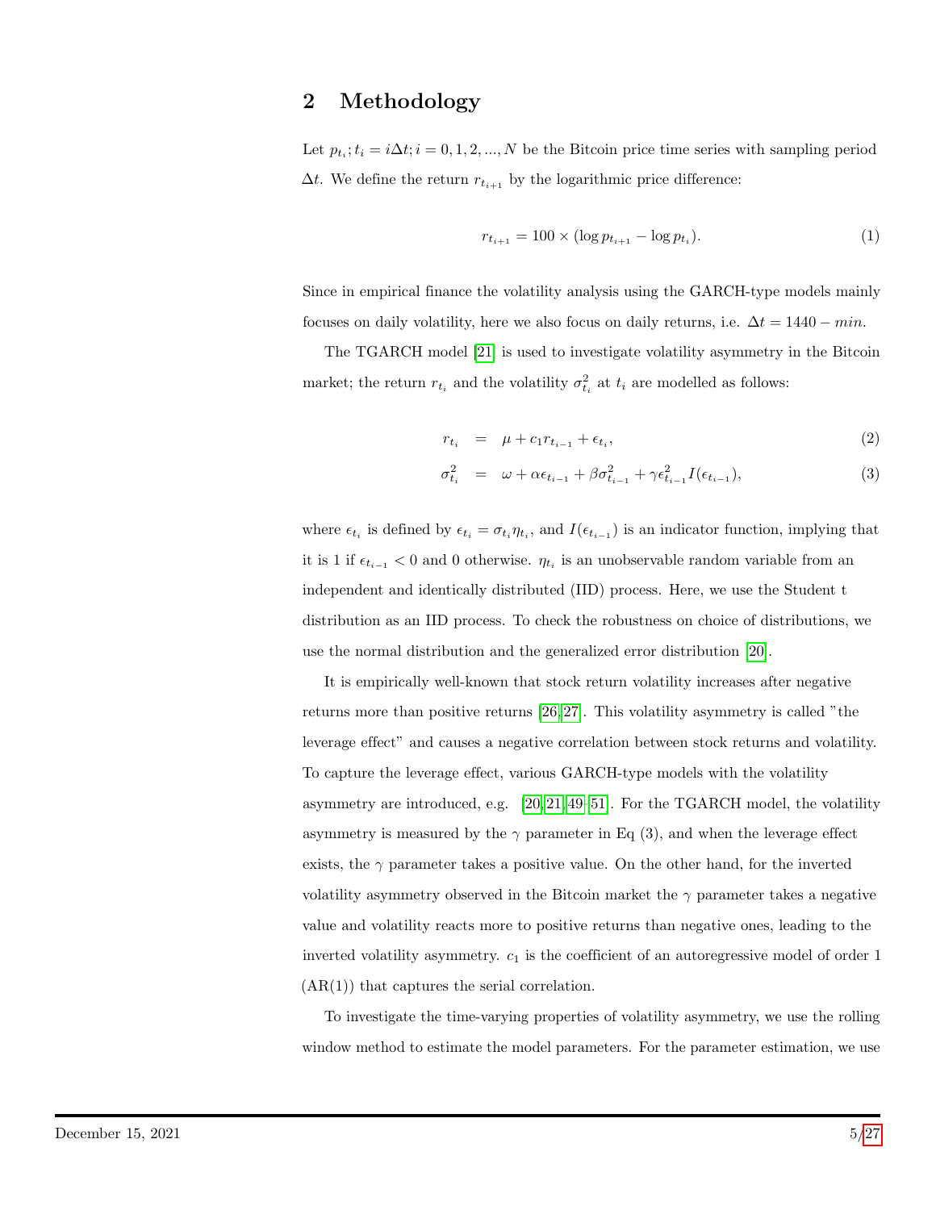## 2 Methodology

Let $p_{t_i}; t_i = i\Delta t; i = 0, 1, 2, ..., N$ be the Bitcoin price time series with sampling period $\Delta t$. We define the return $r_{t_{i+1}}$ by the logarithmic price difference:

$$r_{t_{i+1}} = 100 \times (\log p_{t_{i+1}} - \log p_{t_i}). \tag{1}$$

Since in empirical finance the volatility analysis using the GARCH-type models mainly focuses on daily volatility, here we also focus on daily returns, i.e. $\Delta t = 1440 - min$.

The TGARCH model [21] is used to investigate volatility asymmetry in the Bitcoin market; the return $r_{t_i}$ and the volatility $\sigma^2_{t_i}$ at $t_i$ are modelled as follows:

$$r_{t_i} = \mu + c_1 r_{t_{i-1}} + \epsilon_{t_i}, \tag{2}$$

$$\sigma^2_{t_i} = \omega + \alpha\epsilon_{t_{i-1}} + \beta\sigma^2_{t_{i-1}} + \gamma\epsilon^2_{t_{i-1}} I(\epsilon_{t_{i-1}}), \tag{3}$$

where $\epsilon_{t_i}$ is defined by $\epsilon_{t_i} = \sigma_{t_i}\eta_{t_i}$, and $I(\epsilon_{t_{i-1}})$ is an indicator function, implying that it is 1 if $\epsilon_{t_{i-1}} < 0$ and 0 otherwise. $\eta_{t_i}$ is an unobservable random variable from an independent and identically distributed (IID) process. Here, we use the Student t distribution as an IID process. To check the robustness on choice of distributions, we use the normal distribution and the generalized error distribution [20].

It is empirically well-known that stock return volatility increases after negative returns more than positive returns [26,27]. This volatility asymmetry is called "the leverage effect" and causes a negative correlation between stock returns and volatility. To capture the leverage effect, various GARCH-type models with the volatility asymmetry are introduced, e.g. [20,21,49–51]. For the TGARCH model, the volatility asymmetry is measured by the $\gamma$ parameter in Eq (3), and when the leverage effect exists, the $\gamma$ parameter takes a positive value. On the other hand, for the inverted volatility asymmetry observed in the Bitcoin market the $\gamma$ parameter takes a negative value and volatility reacts more to positive returns than negative ones, leading to the inverted volatility asymmetry. $c_1$ is the coefficient of an autoregressive model of order 1 (AR(1)) that captures the serial correlation.

To investigate the time-varying properties of volatility asymmetry, we use the rolling window method to estimate the model parameters. For the parameter estimation, we use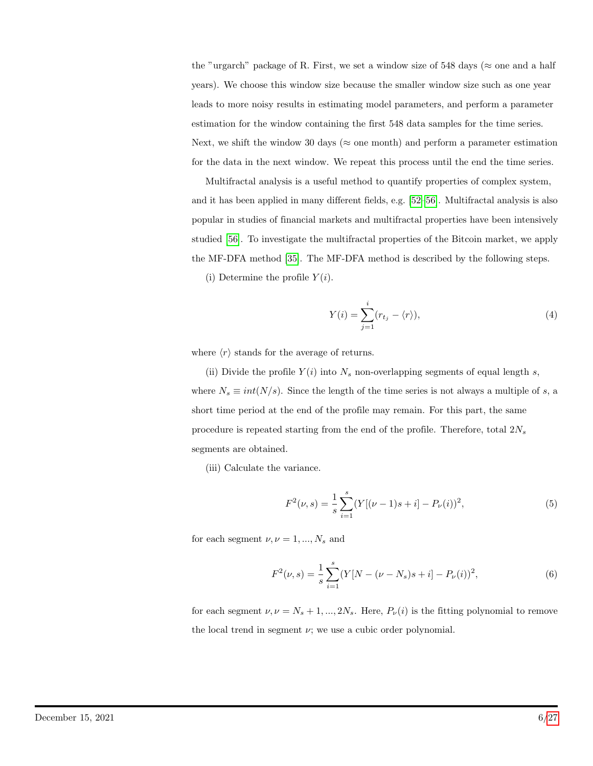the "urgarch" package of R. First, we set a window size of 548 days (≈ one and a half years). We choose this window size because the smaller window size such as one year leads to more noisy results in estimating model parameters, and perform a parameter estimation for the window containing the first 548 data samples for the time series. Next, we shift the window 30 days (≈ one month) and perform a parameter estimation for the data in the next window. We repeat this process until the end the time series.

Multifractal analysis is a useful method to quantify properties of complex system, and it has been applied in many different fields, e.g. [52–56]. Multifractal analysis is also popular in studies of financial markets and multifractal properties have been intensively studied [56]. To investigate the multifractal properties of the Bitcoin market, we apply the MF-DFA method [35]. The MF-DFA method is described by the following steps.

(i) Determine the profile $Y(i)$.

$$Y(i) = \sum_{j=1}^{i} (r_{t_j} - \langle r \rangle), \tag{4}$$

where $\langle r \rangle$ stands for the average of returns.

(ii) Divide the profile $Y(i)$ into $N_s$ non-overlapping segments of equal length $s$, where $N_s \equiv int(N/s)$. Since the length of the time series is not always a multiple of $s$, a short time period at the end of the profile may remain. For this part, the same procedure is repeated starting from the end of the profile. Therefore, total $2N_s$ segments are obtained.

(iii) Calculate the variance.

$$F^2(\nu, s) = \frac{1}{s} \sum_{i=1}^{s} (Y[(\nu - 1)s + i] - P_\nu(i))^2, \tag{5}$$

for each segment $\nu, \nu = 1, ..., N_s$ and

$$F^2(\nu, s) = \frac{1}{s} \sum_{i=1}^{s} (Y[N - (\nu - N_s)s + i] - P_\nu(i))^2, \tag{6}$$

for each segment $\nu, \nu = N_s + 1, ..., 2N_s$. Here, $P_\nu(i)$ is the fitting polynomial to remove the local trend in segment $\nu$; we use a cubic order polynomial.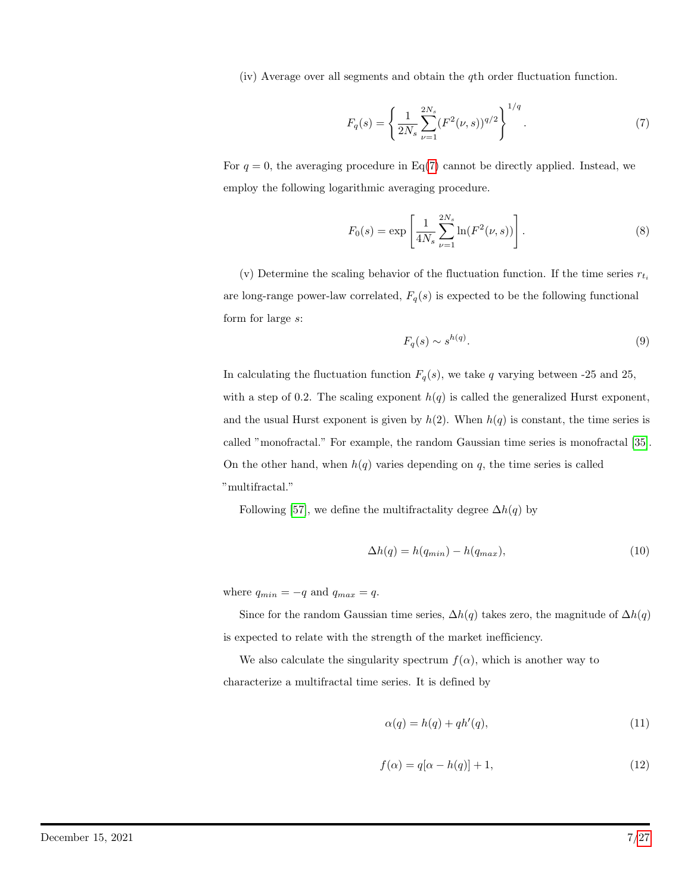(iv) Average over all segments and obtain the $q$th order fluctuation function.

$$F_q(s) = \left\{ \frac{1}{2N_s} \sum_{\nu=1}^{2N_s} (F^2(\nu, s))^{q/2} \right\}^{1/q}. \tag{7}$$

For $q = 0$, the averaging procedure in Eq(7) cannot be directly applied. Instead, we employ the following logarithmic averaging procedure.

$$F_0(s) = \exp\left[ \frac{1}{4N_s} \sum_{\nu=1}^{2N_s} \ln(F^2(\nu, s)) \right]. \tag{8}$$

(v) Determine the scaling behavior of the fluctuation function. If the time series $r_{t_i}$ are long-range power-law correlated, $F_q(s)$ is expected to be the following functional form for large $s$:

$$F_q(s) \sim s^{h(q)}. \tag{9}$$

In calculating the fluctuation function $F_q(s)$, we take $q$ varying between -25 and 25, with a step of 0.2. The scaling exponent $h(q)$ is called the generalized Hurst exponent, and the usual Hurst exponent is given by $h(2)$. When $h(q)$ is constant, the time series is called "monofractal." For example, the random Gaussian time series is monofractal [35]. On the other hand, when $h(q)$ varies depending on $q$, the time series is called "multifractal."

Following [57], we define the multifractality degree $\Delta h(q)$ by

$$\Delta h(q) = h(q_{min}) - h(q_{max}), \tag{10}$$

where $q_{min} = -q$ and $q_{max} = q$.

Since for the random Gaussian time series, $\Delta h(q)$ takes zero, the magnitude of $\Delta h(q)$ is expected to relate with the strength of the market inefficiency.

We also calculate the singularity spectrum $f(\alpha)$, which is another way to characterize a multifractal time series. It is defined by

$$\alpha(q) = h(q) + qh'(q), \tag{11}$$

$$f(\alpha) = q[\alpha - h(q)] + 1, \tag{12}$$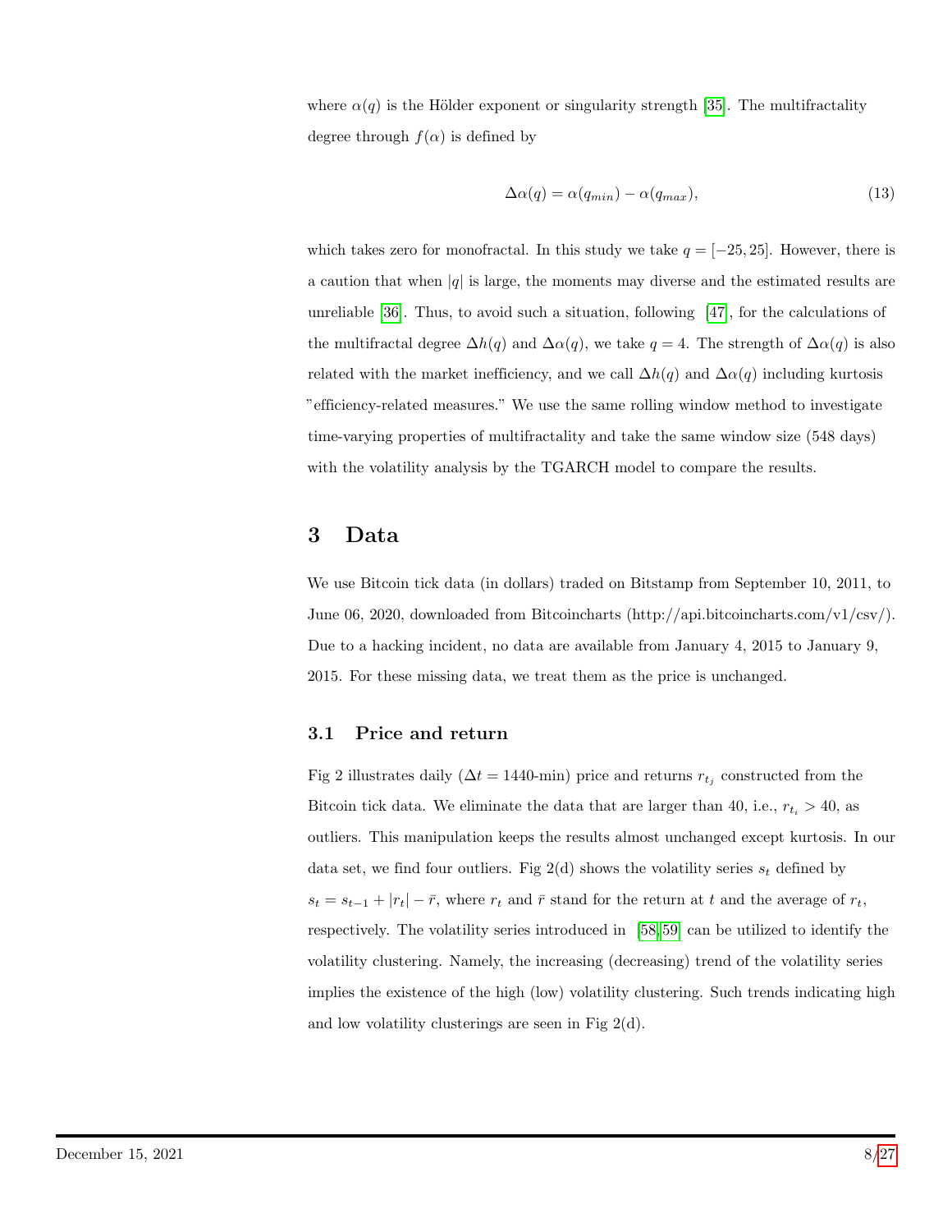where $\alpha(q)$ is the Hölder exponent or singularity strength [35]. The multifractality degree through $f(\alpha)$ is defined by

$$\Delta\alpha(q) = \alpha(q_{min}) - \alpha(q_{max}), \tag{13}$$

which takes zero for monofractal. In this study we take $q = [-25, 25]$. However, there is a caution that when $|q|$ is large, the moments may diverse and the estimated results are unreliable [36]. Thus, to avoid such a situation, following [47], for the calculations of the multifractal degree $\Delta h(q)$ and $\Delta\alpha(q)$, we take $q = 4$. The strength of $\Delta\alpha(q)$ is also related with the market inefficiency, and we call $\Delta h(q)$ and $\Delta\alpha(q)$ including kurtosis "efficiency-related measures." We use the same rolling window method to investigate time-varying properties of multifractality and take the same window size (548 days) with the volatility analysis by the TGARCH model to compare the results.

# 3 Data

We use Bitcoin tick data (in dollars) traded on Bitstamp from September 10, 2011, to June 06, 2020, downloaded from Bitcoincharts (http://api.bitcoincharts.com/v1/csv/). Due to a hacking incident, no data are available from January 4, 2015 to January 9, 2015. For these missing data, we treat them as the price is unchanged.

## 3.1 Price and return

Fig 2 illustrates daily ($\Delta t = 1440$-min) price and returns $r_{t_j}$ constructed from the Bitcoin tick data. We eliminate the data that are larger than 40, i.e., $r_{t_i} > 40$, as outliers. This manipulation keeps the results almost unchanged except kurtosis. In our data set, we find four outliers. Fig 2(d) shows the volatility series $s_t$ defined by $s_t = s_{t-1} + |r_t| - \bar{r}$, where $r_t$ and $\bar{r}$ stand for the return at $t$ and the average of $r_t$, respectively. The volatility series introduced in [58, 59] can be utilized to identify the volatility clustering. Namely, the increasing (decreasing) trend of the volatility series implies the existence of the high (low) volatility clustering. Such trends indicating high and low volatility clusterings are seen in Fig 2(d).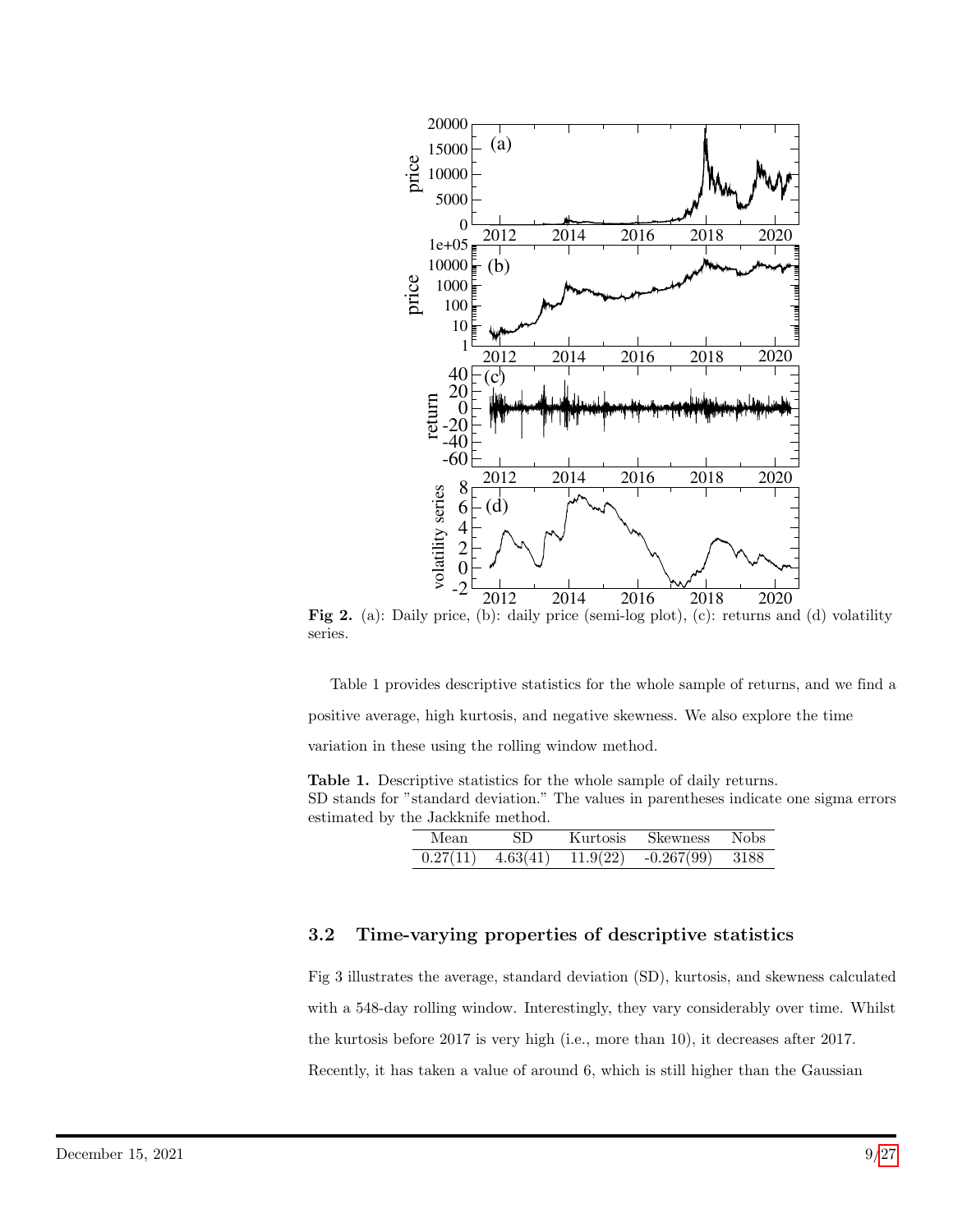**Fig 2.** (a): Daily price, (b): daily price (semi-log plot), (c): returns and (d) volatility series.

Table 1 provides descriptive statistics for the whole sample of returns, and we find a positive average, high kurtosis, and negative skewness. We also explore the time variation in these using the rolling window method.

**Table 1.** Descriptive statistics for the whole sample of daily returns.
SD stands for "standard deviation." The values in parentheses indicate one sigma errors estimated by the Jackknife method.

| Mean | SD | Kurtosis | Skewness | Nobs |
|---|---|---|---|---|
| 0.27(11) | 4.63(41) | 11.9(22) | -0.267(99) | 3188 |

### 3.2 Time-varying properties of descriptive statistics

Fig 3 illustrates the average, standard deviation (SD), kurtosis, and skewness calculated with a 548-day rolling window. Interestingly, they vary considerably over time. Whilst the kurtosis before 2017 is very high (i.e., more than 10), it decreases after 2017. Recently, it has taken a value of around 6, which is still higher than the Gaussian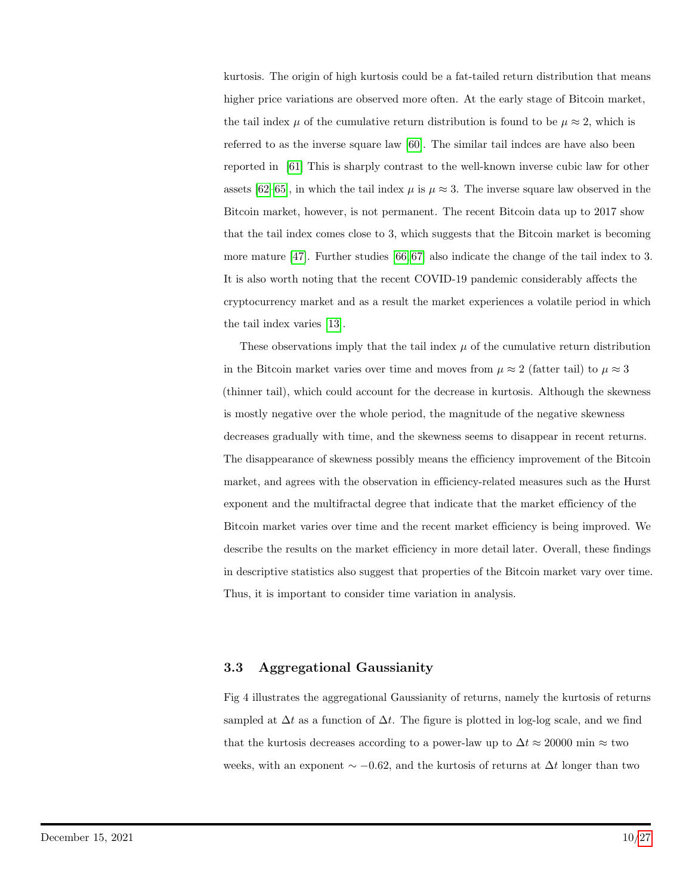kurtosis. The origin of high kurtosis could be a fat-tailed return distribution that means higher price variations are observed more often. At the early stage of Bitcoin market, the tail index $\mu$ of the cumulative return distribution is found to be $\mu \approx 2$, which is referred to as the inverse square law [60]. The similar tail indces are have also been reported in [61] This is sharply contrast to the well-known inverse cubic law for other assets [62–65], in which the tail index $\mu$ is $\mu \approx 3$. The inverse square law observed in the Bitcoin market, however, is not permanent. The recent Bitcoin data up to 2017 show that the tail index comes close to 3, which suggests that the Bitcoin market is becoming more mature [47]. Further studies [66, 67] also indicate the change of the tail index to 3. It is also worth noting that the recent COVID-19 pandemic considerably affects the cryptocurrency market and as a result the market experiences a volatile period in which the tail index varies [13].

These observations imply that the tail index $\mu$ of the cumulative return distribution in the Bitcoin market varies over time and moves from $\mu \approx 2$ (fatter tail) to $\mu \approx 3$ (thinner tail), which could account for the decrease in kurtosis. Although the skewness is mostly negative over the whole period, the magnitude of the negative skewness decreases gradually with time, and the skewness seems to disappear in recent returns. The disappearance of skewness possibly means the efficiency improvement of the Bitcoin market, and agrees with the observation in efficiency-related measures such as the Hurst exponent and the multifractal degree that indicate that the market efficiency of the Bitcoin market varies over time and the recent market efficiency is being improved. We describe the results on the market efficiency in more detail later. Overall, these findings in descriptive statistics also suggest that properties of the Bitcoin market vary over time. Thus, it is important to consider time variation in analysis.

### 3.3 Aggregational Gaussianity

Fig 4 illustrates the aggregational Gaussianity of returns, namely the kurtosis of returns sampled at $\Delta t$ as a function of $\Delta t$. The figure is plotted in log-log scale, and we find that the kurtosis decreases according to a power-law up to $\Delta t \approx 20000$ min $\approx$ two weeks, with an exponent $\sim -0.62$, and the kurtosis of returns at $\Delta t$ longer than two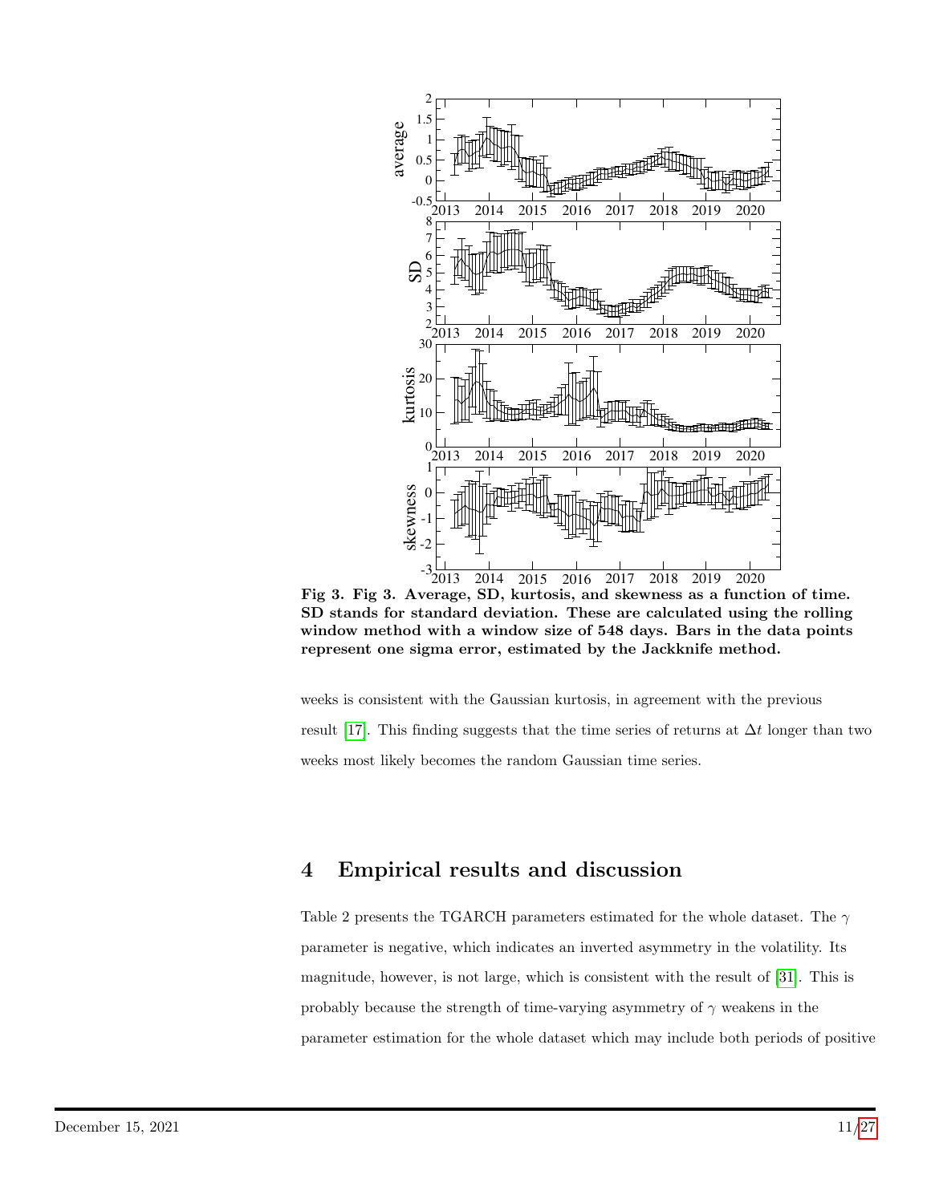**Fig 3. Fig 3. Average, SD, kurtosis, and skewness as a function of time. SD stands for standard deviation. These are calculated using the rolling window method with a window size of 548 days. Bars in the data points represent one sigma error, estimated by the Jackknife method.**

weeks is consistent with the Gaussian kurtosis, in agreement with the previous result [17]. This finding suggests that the time series of returns at $\Delta t$ longer than two weeks most likely becomes the random Gaussian time series.

## 4 Empirical results and discussion

Table 2 presents the TGARCH parameters estimated for the whole dataset. The $\gamma$ parameter is negative, which indicates an inverted asymmetry in the volatility. Its magnitude, however, is not large, which is consistent with the result of [31]. This is probably because the strength of time-varying asymmetry of $\gamma$ weakens in the parameter estimation for the whole dataset which may include both periods of positive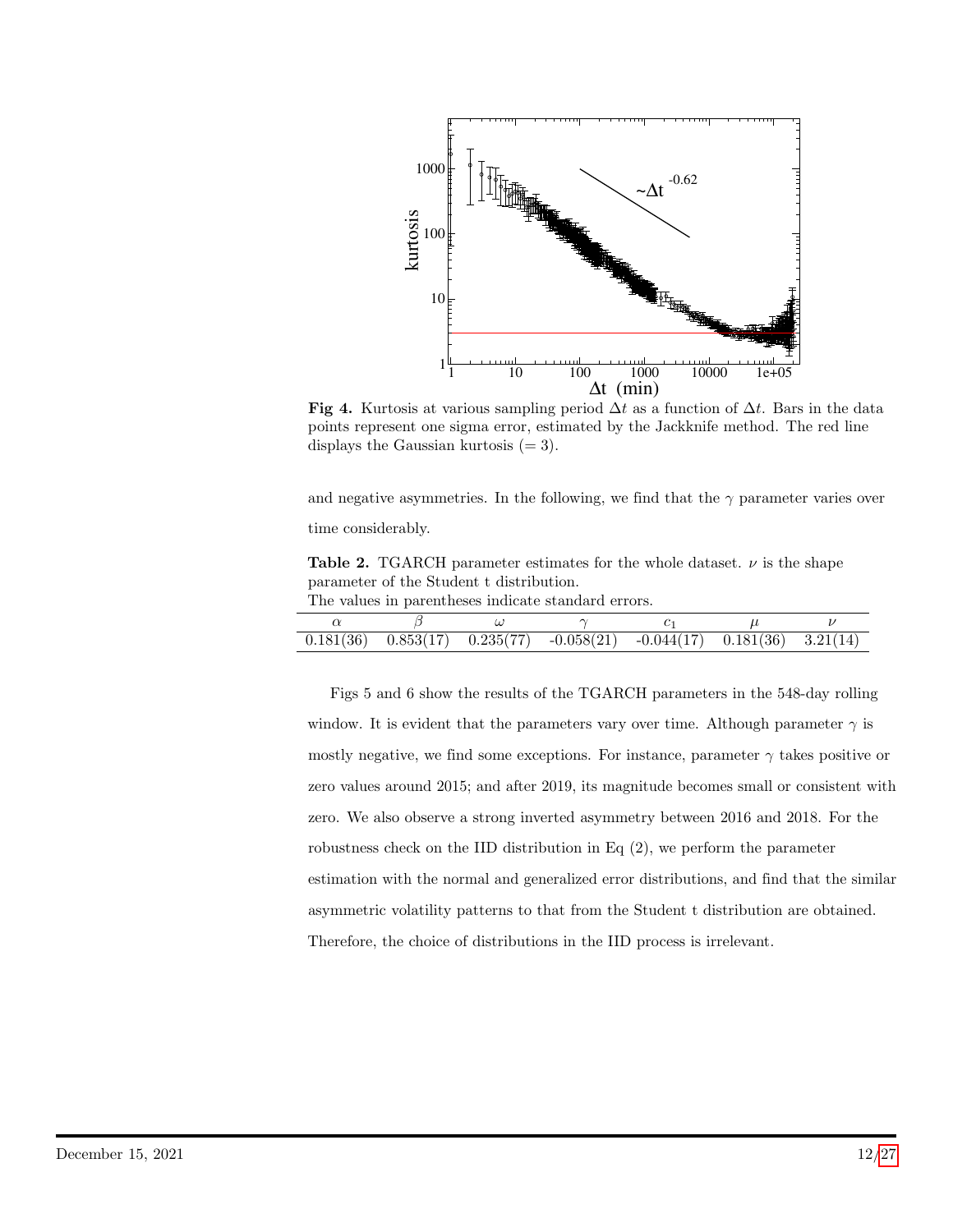**Fig 4.** Kurtosis at various sampling period $\Delta t$ as a function of $\Delta t$. Bars in the data points represent one sigma error, estimated by the Jackknife method. The red line displays the Gaussian kurtosis (= 3).

and negative asymmetries. In the following, we find that the $\gamma$ parameter varies over time considerably.

**Table 2.** TGARCH parameter estimates for the whole dataset. $\nu$ is the shape parameter of the Student t distribution.
The values in parentheses indicate standard errors.

| $\alpha$ | $\beta$ | $\omega$ | $\gamma$ | $c_1$ | $\mu$ | $\nu$ |
|---|---|---|---|---|---|---|
| 0.181(36) | 0.853(17) | 0.235(77) | -0.058(21) | -0.044(17) | 0.181(36) | 3.21(14) |

Figs 5 and 6 show the results of the TGARCH parameters in the 548-day rolling window. It is evident that the parameters vary over time. Although parameter $\gamma$ is mostly negative, we find some exceptions. For instance, parameter $\gamma$ takes positive or zero values around 2015; and after 2019, its magnitude becomes small or consistent with zero. We also observe a strong inverted asymmetry between 2016 and 2018. For the robustness check on the IID distribution in Eq (2), we perform the parameter estimation with the normal and generalized error distributions, and find that the similar asymmetric volatility patterns to that from the Student t distribution are obtained. Therefore, the choice of distributions in the IID process is irrelevant.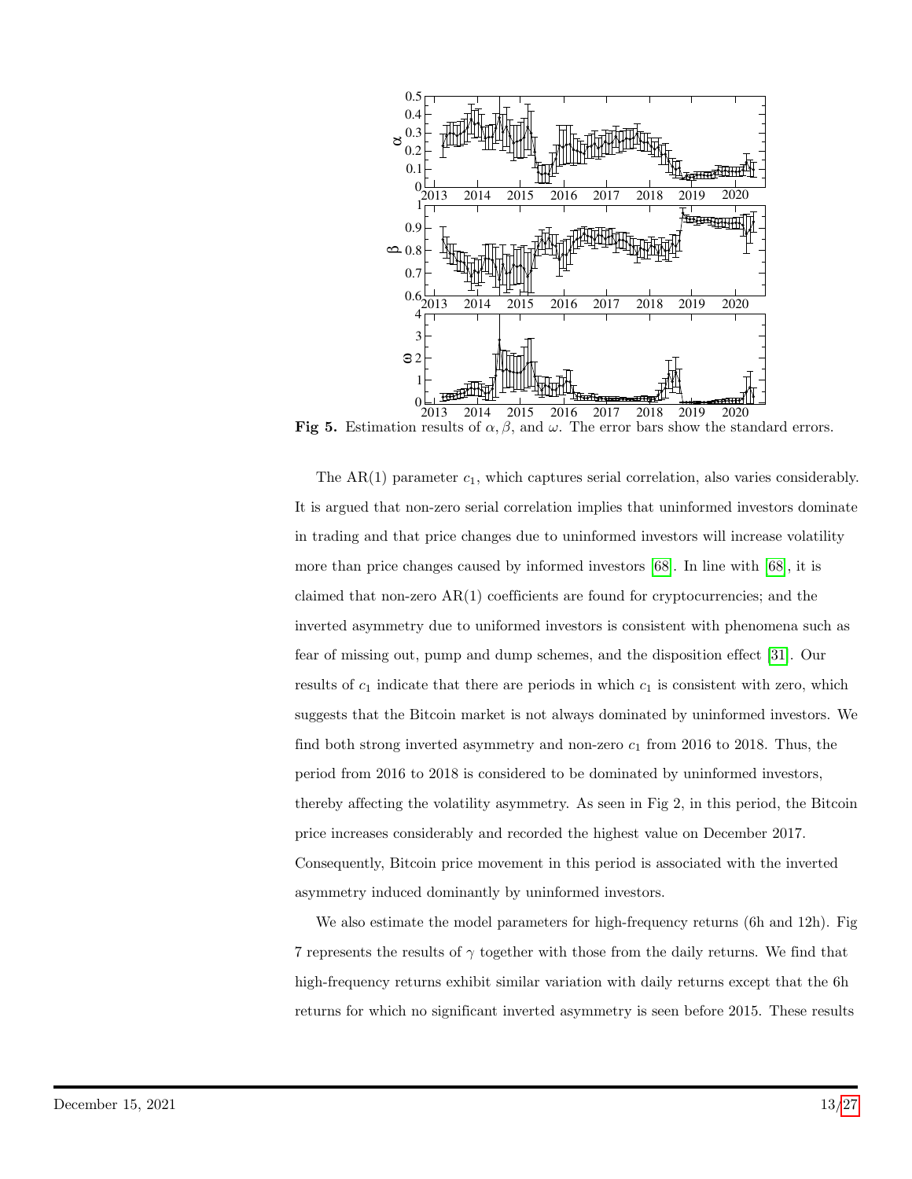**Fig 5.** Estimation results of $\alpha, \beta$, and $\omega$. The error bars show the standard errors.

The AR(1) parameter $c_1$, which captures serial correlation, also varies considerably. It is argued that non-zero serial correlation implies that uninformed investors dominate in trading and that price changes due to uninformed investors will increase volatility more than price changes caused by informed investors [68]. In line with [68], it is claimed that non-zero AR(1) coefficients are found for cryptocurrencies; and the inverted asymmetry due to uniformed investors is consistent with phenomena such as fear of missing out, pump and dump schemes, and the disposition effect [31]. Our results of $c_1$ indicate that there are periods in which $c_1$ is consistent with zero, which suggests that the Bitcoin market is not always dominated by uninformed investors. We find both strong inverted asymmetry and non-zero $c_1$ from 2016 to 2018. Thus, the period from 2016 to 2018 is considered to be dominated by uninformed investors, thereby affecting the volatility asymmetry. As seen in Fig 2, in this period, the Bitcoin price increases considerably and recorded the highest value on December 2017. Consequently, Bitcoin price movement in this period is associated with the inverted asymmetry induced dominantly by uninformed investors.

We also estimate the model parameters for high-frequency returns (6h and 12h). Fig 7 represents the results of $\gamma$ together with those from the daily returns. We find that high-frequency returns exhibit similar variation with daily returns except that the 6h returns for which no significant inverted asymmetry is seen before 2015. These results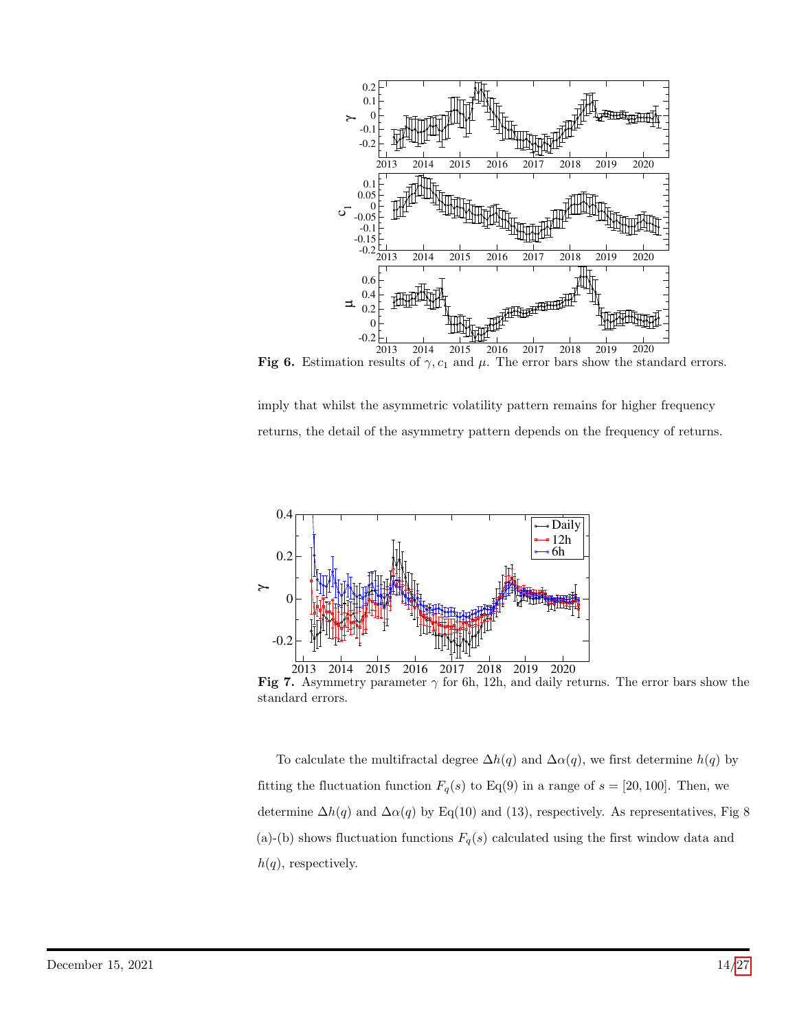**Fig 6.** Estimation results of $\gamma, c_1$ and $\mu$. The error bars show the standard errors.

imply that whilst the asymmetric volatility pattern remains for higher frequency returns, the detail of the asymmetry pattern depends on the frequency of returns.

**Fig 7.** Asymmetry parameter $\gamma$ for 6h, 12h, and daily returns. The error bars show the standard errors.

To calculate the multifractal degree $\Delta h(q)$ and $\Delta\alpha(q)$, we first determine $h(q)$ by fitting the fluctuation function $F_q(s)$ to Eq(9) in a range of $s = [20, 100]$. Then, we determine $\Delta h(q)$ and $\Delta\alpha(q)$ by Eq(10) and (13), respectively. As representatives, Fig 8 (a)-(b) shows fluctuation functions $F_q(s)$ calculated using the first window data and $h(q)$, respectively.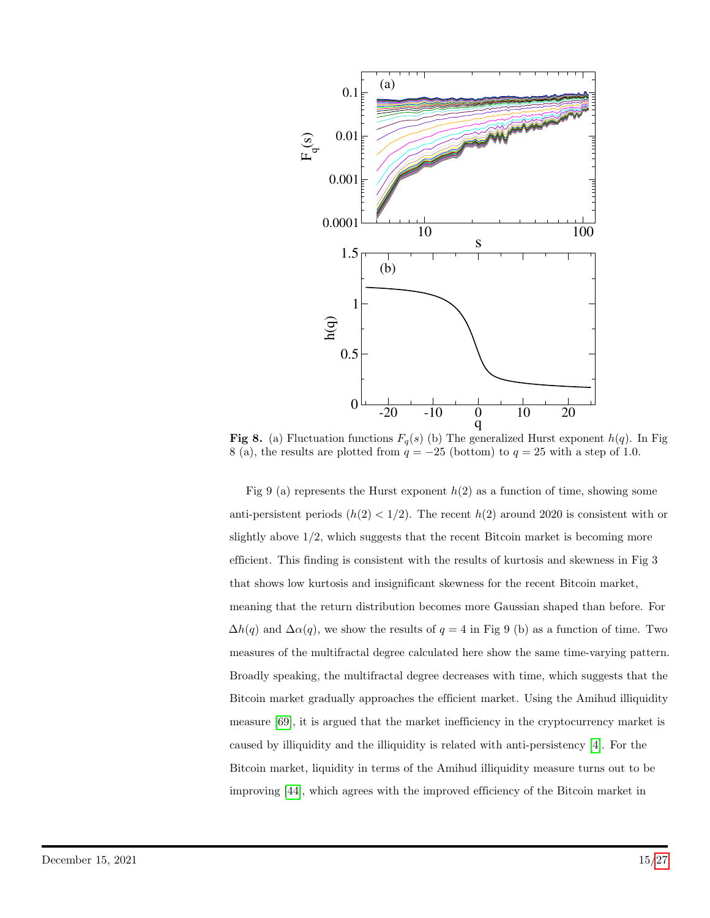**Fig 8.** (a) Fluctuation functions $F_q(s)$ (b) The generalized Hurst exponent $h(q)$. In Fig 8 (a), the results are plotted from $q = -25$ (bottom) to $q = 25$ with a step of 1.0.

Fig 9 (a) represents the Hurst exponent $h(2)$ as a function of time, showing some anti-persistent periods ($h(2) < 1/2$). The recent $h(2)$ around 2020 is consistent with or slightly above 1/2, which suggests that the recent Bitcoin market is becoming more efficient. This finding is consistent with the results of kurtosis and skewness in Fig 3 that shows low kurtosis and insignificant skewness for the recent Bitcoin market, meaning that the return distribution becomes more Gaussian shaped than before. For $\Delta h(q)$ and $\Delta\alpha(q)$, we show the results of $q = 4$ in Fig 9 (b) as a function of time. Two measures of the multifractal degree calculated here show the same time-varying pattern. Broadly speaking, the multifractal degree decreases with time, which suggests that the Bitcoin market gradually approaches the efficient market. Using the Amihud illiquidity measure [69], it is argued that the market inefficiency in the cryptocurrency market is caused by illiquidity and the illiquidity is related with anti-persistency [4]. For the Bitcoin market, liquidity in terms of the Amihud illiquidity measure turns out to be improving [44], which agrees with the improved efficiency of the Bitcoin market in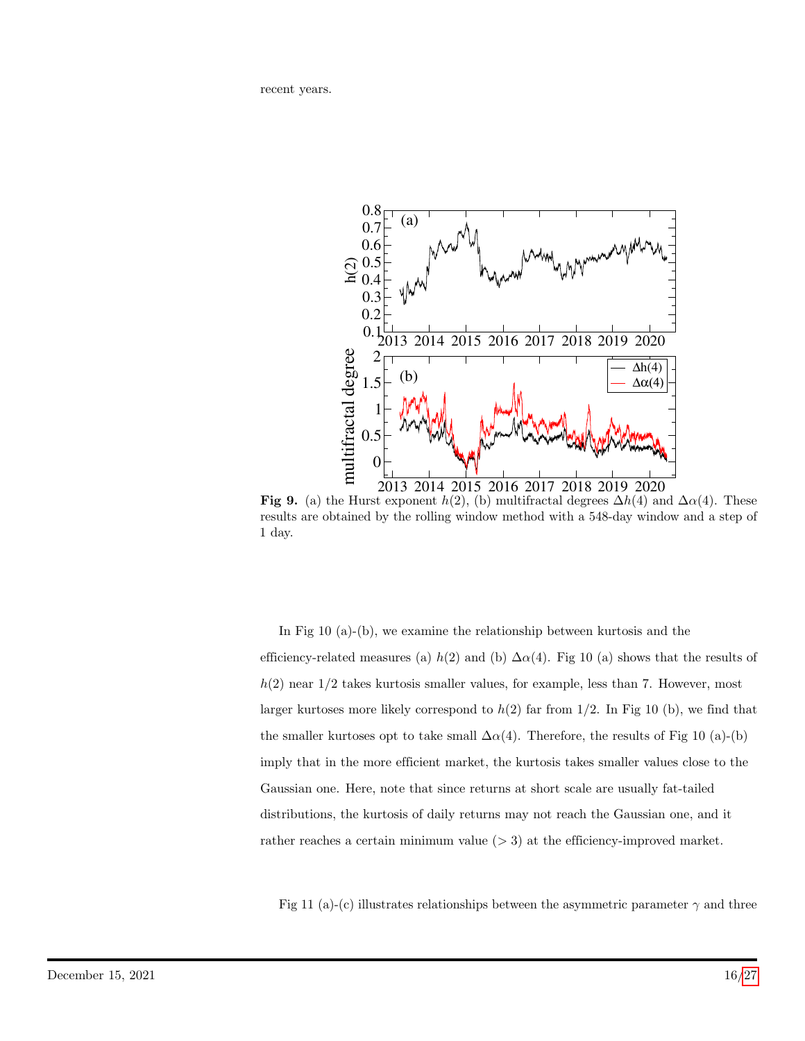recent years.

**Fig 9.** (a) the Hurst exponent $h(2)$, (b) multifractal degrees $\Delta h(4)$ and $\Delta\alpha(4)$. These results are obtained by the rolling window method with a 548-day window and a step of 1 day.

In Fig 10 (a)-(b), we examine the relationship between kurtosis and the efficiency-related measures (a) $h(2)$ and (b) $\Delta\alpha(4)$. Fig 10 (a) shows that the results of $h(2)$ near 1/2 takes kurtosis smaller values, for example, less than 7. However, most larger kurtoses more likely correspond to $h(2)$ far from 1/2. In Fig 10 (b), we find that the smaller kurtoses opt to take small $\Delta\alpha(4)$. Therefore, the results of Fig 10 (a)-(b) imply that in the more efficient market, the kurtosis takes smaller values close to the Gaussian one. Here, note that since returns at short scale are usually fat-tailed distributions, the kurtosis of daily returns may not reach the Gaussian one, and it rather reaches a certain minimum value ($> 3$) at the efficiency-improved market.

Fig 11 (a)-(c) illustrates relationships between the asymmetric parameter $\gamma$ and three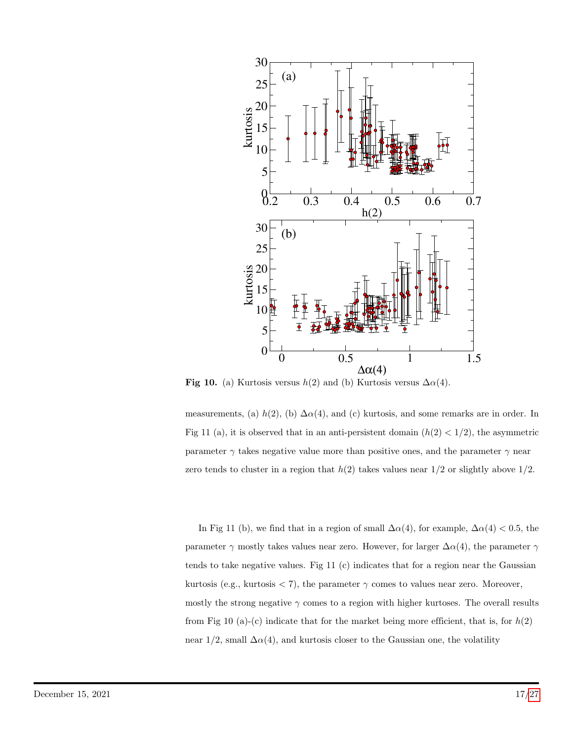**Fig 10.** (a) Kurtosis versus $h(2)$ and (b) Kurtosis versus $\Delta\alpha(4)$.

measurements, (a) $h(2)$, (b) $\Delta\alpha(4)$, and (c) kurtosis, and some remarks are in order. In Fig 11 (a), it is observed that in an anti-persistent domain ($h(2) < 1/2$), the asymmetric parameter $\gamma$ takes negative value more than positive ones, and the parameter $\gamma$ near zero tends to cluster in a region that $h(2)$ takes values near 1/2 or slightly above 1/2.

In Fig 11 (b), we find that in a region of small $\Delta\alpha(4)$, for example, $\Delta\alpha(4) < 0.5$, the parameter $\gamma$ mostly takes values near zero. However, for larger $\Delta\alpha(4)$, the parameter $\gamma$ tends to take negative values. Fig 11 (c) indicates that for a region near the Gaussian kurtosis (e.g., kurtosis $< 7$), the parameter $\gamma$ comes to values near zero. Moreover, mostly the strong negative $\gamma$ comes to a region with higher kurtoses. The overall results from Fig 10 (a)-(c) indicate that for the market being more efficient, that is, for $h(2)$ near 1/2, small $\Delta\alpha(4)$, and kurtosis closer to the Gaussian one, the volatility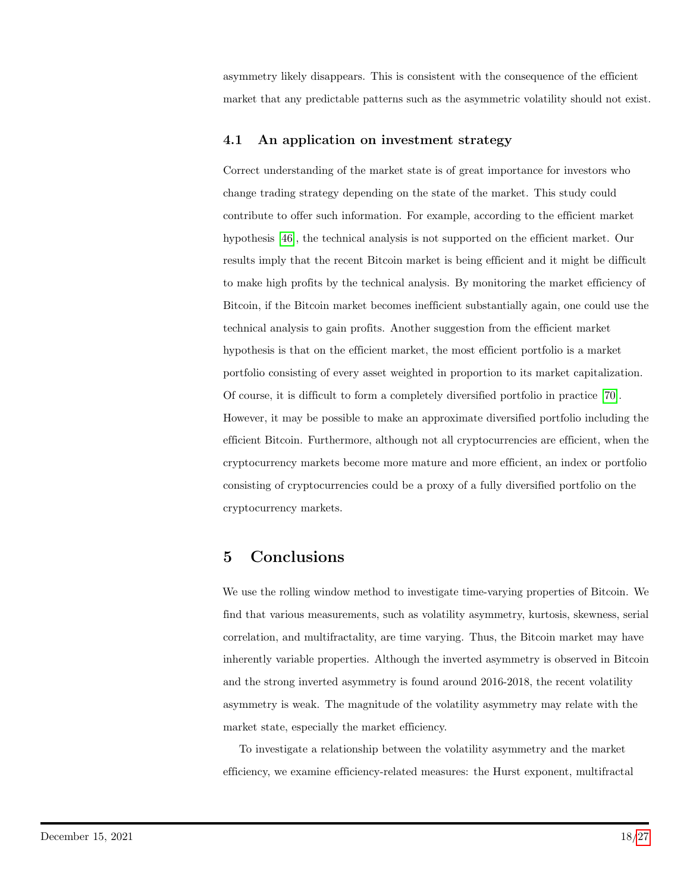asymmetry likely disappears. This is consistent with the consequence of the efficient market that any predictable patterns such as the asymmetric volatility should not exist.

### 4.1 An application on investment strategy

Correct understanding of the market state is of great importance for investors who change trading strategy depending on the state of the market. This study could contribute to offer such information. For example, according to the efficient market hypothesis [46], the technical analysis is not supported on the efficient market. Our results imply that the recent Bitcoin market is being efficient and it might be difficult to make high profits by the technical analysis. By monitoring the market efficiency of Bitcoin, if the Bitcoin market becomes inefficient substantially again, one could use the technical analysis to gain profits. Another suggestion from the efficient market hypothesis is that on the efficient market, the most efficient portfolio is a market portfolio consisting of every asset weighted in proportion to its market capitalization. Of course, it is difficult to form a completely diversified portfolio in practice [70]. However, it may be possible to make an approximate diversified portfolio including the efficient Bitcoin. Furthermore, although not all cryptocurrencies are efficient, when the cryptocurrency markets become more mature and more efficient, an index or portfolio consisting of cryptocurrencies could be a proxy of a fully diversified portfolio on the cryptocurrency markets.

## 5 Conclusions

We use the rolling window method to investigate time-varying properties of Bitcoin. We find that various measurements, such as volatility asymmetry, kurtosis, skewness, serial correlation, and multifractality, are time varying. Thus, the Bitcoin market may have inherently variable properties. Although the inverted asymmetry is observed in Bitcoin and the strong inverted asymmetry is found around 2016-2018, the recent volatility asymmetry is weak. The magnitude of the volatility asymmetry may relate with the market state, especially the market efficiency.

To investigate a relationship between the volatility asymmetry and the market efficiency, we examine efficiency-related measures: the Hurst exponent, multifractal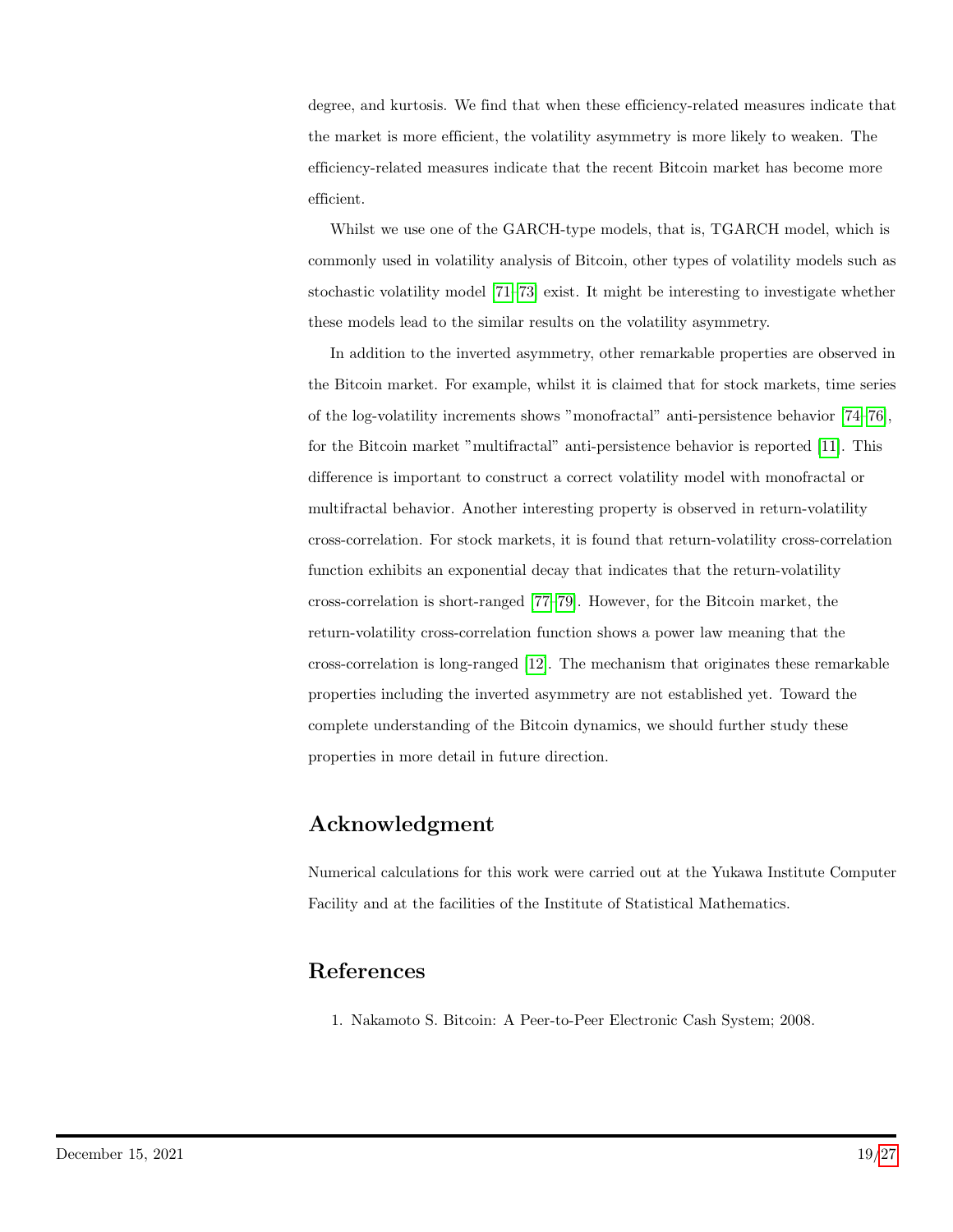degree, and kurtosis. We find that when these efficiency-related measures indicate that the market is more efficient, the volatility asymmetry is more likely to weaken. The efficiency-related measures indicate that the recent Bitcoin market has become more efficient.

Whilst we use one of the GARCH-type models, that is, TGARCH model, which is commonly used in volatility analysis of Bitcoin, other types of volatility models such as stochastic volatility model [71–73] exist. It might be interesting to investigate whether these models lead to the similar results on the volatility asymmetry.

In addition to the inverted asymmetry, other remarkable properties are observed in the Bitcoin market. For example, whilst it is claimed that for stock markets, time series of the log-volatility increments shows "monofractal" anti-persistence behavior [74–76], for the Bitcoin market "multifractal" anti-persistence behavior is reported [11]. This difference is important to construct a correct volatility model with monofractal or multifractal behavior. Another interesting property is observed in return-volatility cross-correlation. For stock markets, it is found that return-volatility cross-correlation function exhibits an exponential decay that indicates that the return-volatility cross-correlation is short-ranged [77–79]. However, for the Bitcoin market, the return-volatility cross-correlation function shows a power law meaning that the cross-correlation is long-ranged [12]. The mechanism that originates these remarkable properties including the inverted asymmetry are not established yet. Toward the complete understanding of the Bitcoin dynamics, we should further study these properties in more detail in future direction.

## Acknowledgment

Numerical calculations for this work were carried out at the Yukawa Institute Computer Facility and at the facilities of the Institute of Statistical Mathematics.

## References

1. Nakamoto S. Bitcoin: A Peer-to-Peer Electronic Cash System; 2008.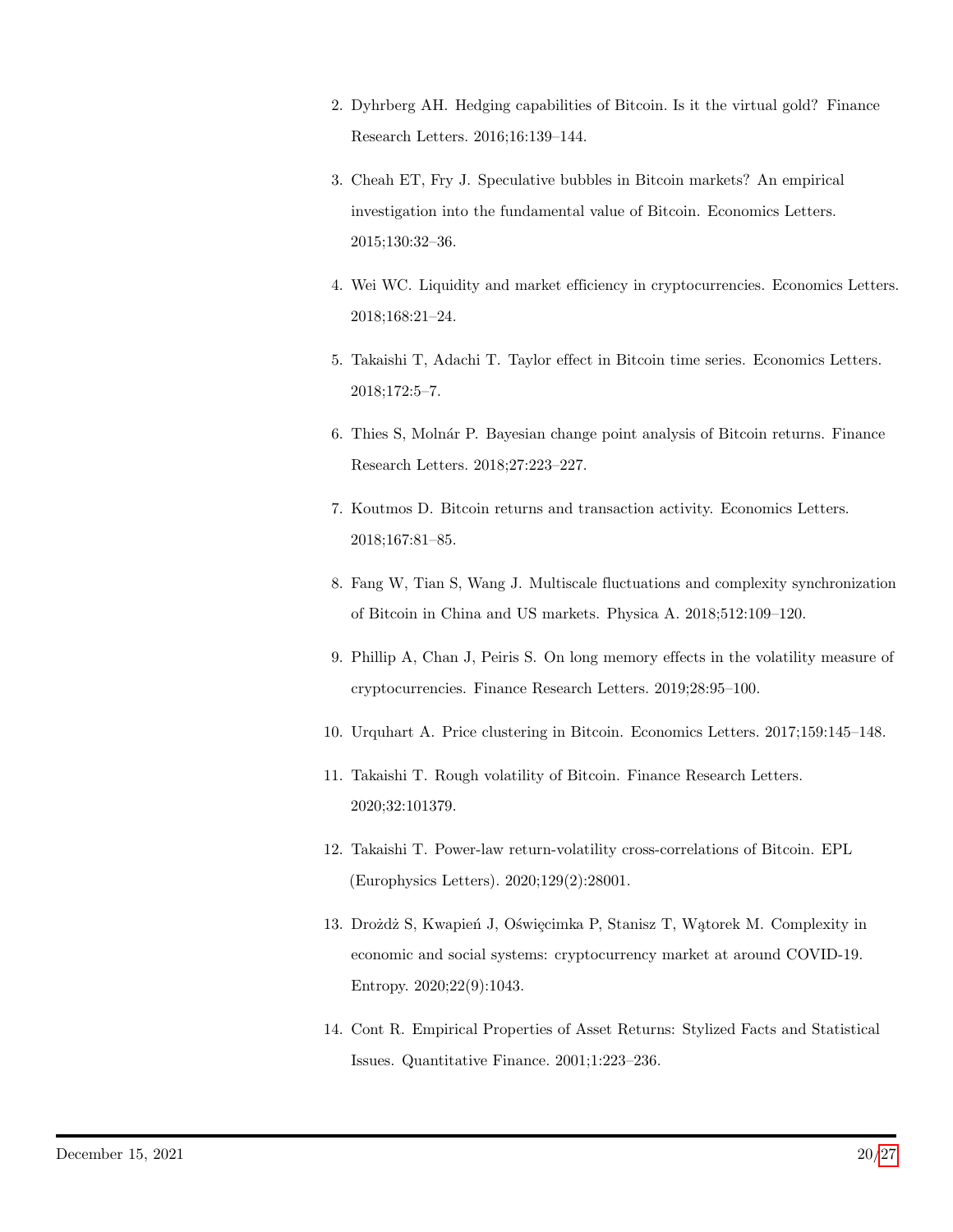2. Dyhrberg AH. Hedging capabilities of Bitcoin. Is it the virtual gold? Finance Research Letters. 2016;16:139–144.
3. Cheah ET, Fry J. Speculative bubbles in Bitcoin markets? An empirical investigation into the fundamental value of Bitcoin. Economics Letters. 2015;130:32–36.
4. Wei WC. Liquidity and market efficiency in cryptocurrencies. Economics Letters. 2018;168:21–24.
5. Takaishi T, Adachi T. Taylor effect in Bitcoin time series. Economics Letters. 2018;172:5–7.
6. Thies S, Molnár P. Bayesian change point analysis of Bitcoin returns. Finance Research Letters. 2018;27:223–227.
7. Koutmos D. Bitcoin returns and transaction activity. Economics Letters. 2018;167:81–85.
8. Fang W, Tian S, Wang J. Multiscale fluctuations and complexity synchronization of Bitcoin in China and US markets. Physica A. 2018;512:109–120.
9. Phillip A, Chan J, Peiris S. On long memory effects in the volatility measure of cryptocurrencies. Finance Research Letters. 2019;28:95–100.
10. Urquhart A. Price clustering in Bitcoin. Economics Letters. 2017;159:145–148.
11. Takaishi T. Rough volatility of Bitcoin. Finance Research Letters. 2020;32:101379.
12. Takaishi T. Power-law return-volatility cross-correlations of Bitcoin. EPL (Europhysics Letters). 2020;129(2):28001.
13. Drożdż S, Kwapień J, Oświęcimka P, Stanisz T, Wątorek M. Complexity in economic and social systems: cryptocurrency market at around COVID-19. Entropy. 2020;22(9):1043.
14. Cont R. Empirical Properties of Asset Returns: Stylized Facts and Statistical Issues. Quantitative Finance. 2001;1:223–236.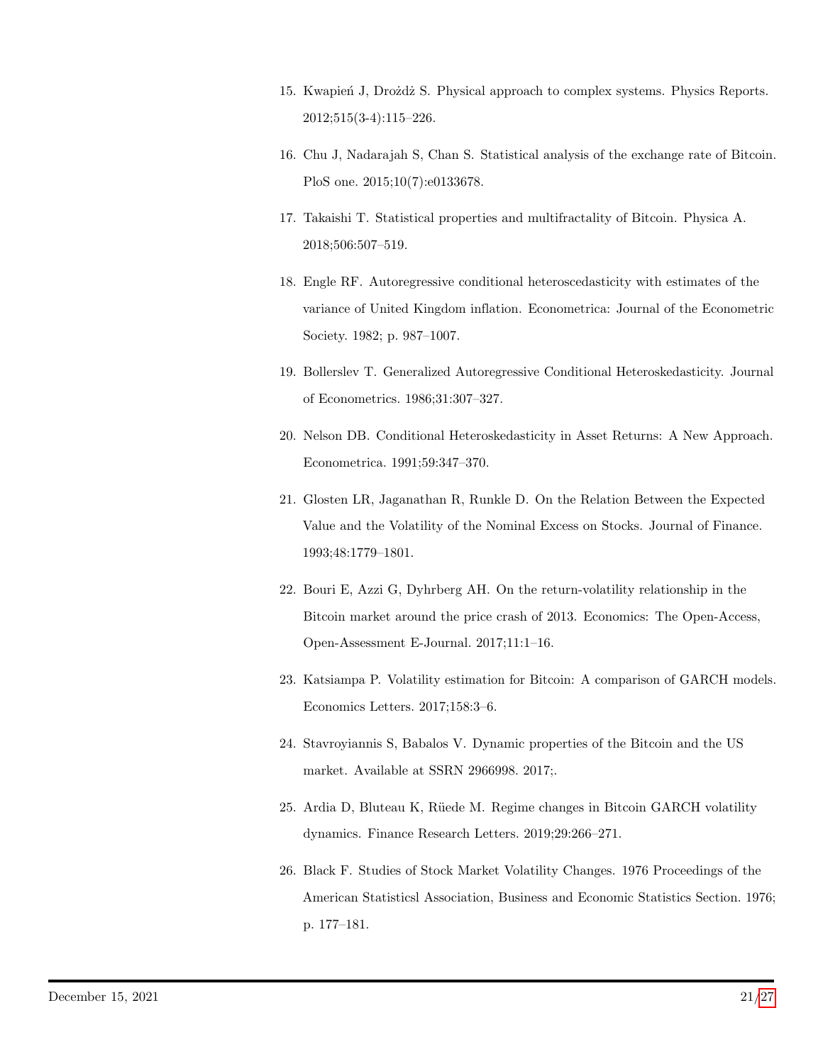15. Kwapień J, Drożdż S. Physical approach to complex systems. Physics Reports. 2012;515(3-4):115–226.

16. Chu J, Nadarajah S, Chan S. Statistical analysis of the exchange rate of Bitcoin. PloS one. 2015;10(7):e0133678.

17. Takaishi T. Statistical properties and multifractality of Bitcoin. Physica A. 2018;506:507–519.

18. Engle RF. Autoregressive conditional heteroscedasticity with estimates of the variance of United Kingdom inflation. Econometrica: Journal of the Econometric Society. 1982; p. 987–1007.

19. Bollerslev T. Generalized Autoregressive Conditional Heteroskedasticity. Journal of Econometrics. 1986;31:307–327.

20. Nelson DB. Conditional Heteroskedasticity in Asset Returns: A New Approach. Econometrica. 1991;59:347–370.

21. Glosten LR, Jaganathan R, Runkle D. On the Relation Between the Expected Value and the Volatility of the Nominal Excess on Stocks. Journal of Finance. 1993;48:1779–1801.

22. Bouri E, Azzi G, Dyhrberg AH. On the return-volatility relationship in the Bitcoin market around the price crash of 2013. Economics: The Open-Access, Open-Assessment E-Journal. 2017;11:1–16.

23. Katsiampa P. Volatility estimation for Bitcoin: A comparison of GARCH models. Economics Letters. 2017;158:3–6.

24. Stavroyiannis S, Babalos V. Dynamic properties of the Bitcoin and the US market. Available at SSRN 2966998. 2017;.

25. Ardia D, Bluteau K, Rüede M. Regime changes in Bitcoin GARCH volatility dynamics. Finance Research Letters. 2019;29:266–271.

26. Black F. Studies of Stock Market Volatility Changes. 1976 Proceedings of the American Statisticsl Association, Business and Economic Statistics Section. 1976; p. 177–181.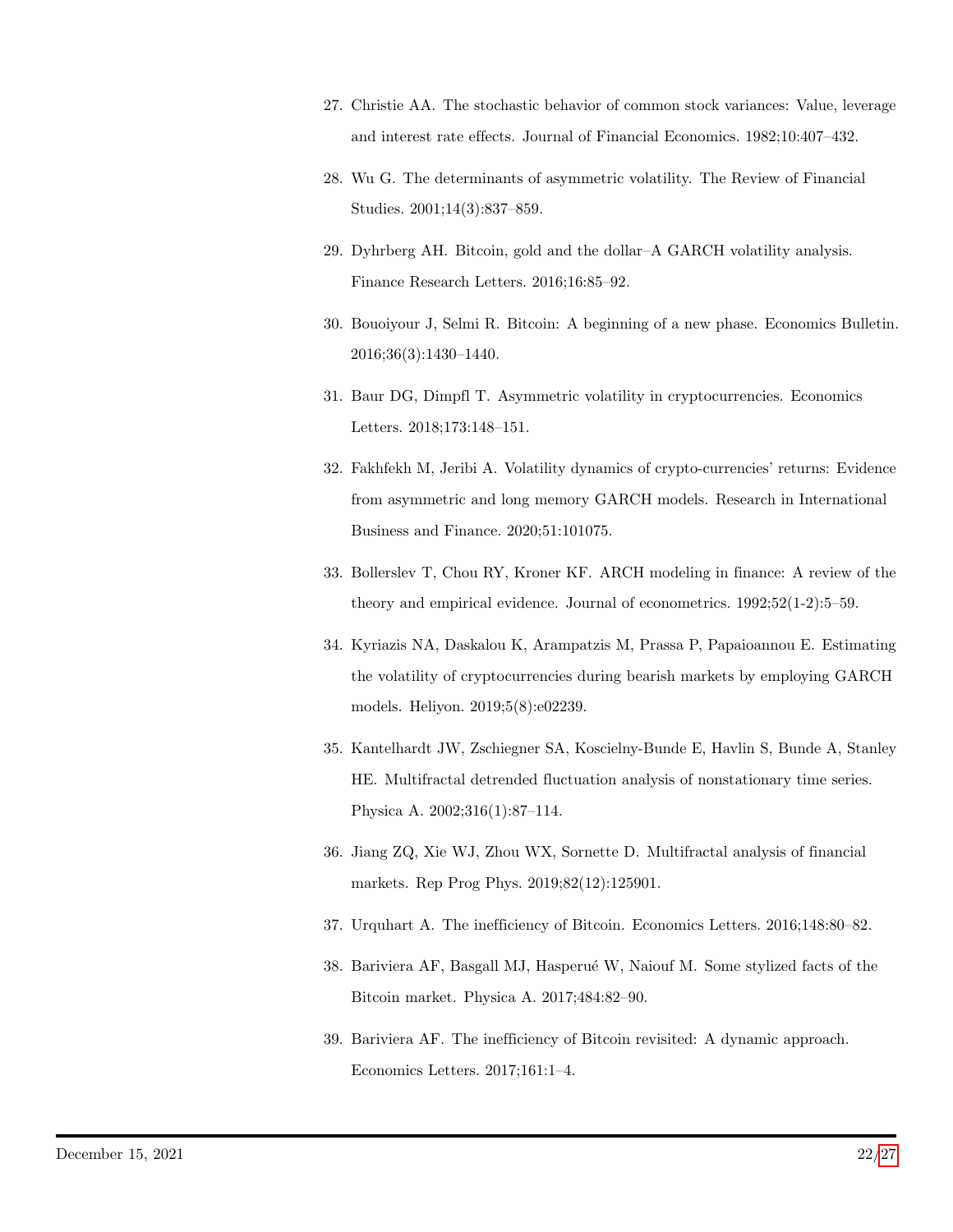27. Christie AA. The stochastic behavior of common stock variances: Value, leverage and interest rate effects. Journal of Financial Economics. 1982;10:407–432.

28. Wu G. The determinants of asymmetric volatility. The Review of Financial Studies. 2001;14(3):837–859.

29. Dyhrberg AH. Bitcoin, gold and the dollar–A GARCH volatility analysis. Finance Research Letters. 2016;16:85–92.

30. Bouoiyour J, Selmi R. Bitcoin: A beginning of a new phase. Economics Bulletin. 2016;36(3):1430–1440.

31. Baur DG, Dimpfl T. Asymmetric volatility in cryptocurrencies. Economics Letters. 2018;173:148–151.

32. Fakhfekh M, Jeribi A. Volatility dynamics of crypto-currencies' returns: Evidence from asymmetric and long memory GARCH models. Research in International Business and Finance. 2020;51:101075.

33. Bollerslev T, Chou RY, Kroner KF. ARCH modeling in finance: A review of the theory and empirical evidence. Journal of econometrics. 1992;52(1-2):5–59.

34. Kyriazis NA, Daskalou K, Arampatzis M, Prassa P, Papaioannou E. Estimating the volatility of cryptocurrencies during bearish markets by employing GARCH models. Heliyon. 2019;5(8):e02239.

35. Kantelhardt JW, Zschiegner SA, Koscielny-Bunde E, Havlin S, Bunde A, Stanley HE. Multifractal detrended fluctuation analysis of nonstationary time series. Physica A. 2002;316(1):87–114.

36. Jiang ZQ, Xie WJ, Zhou WX, Sornette D. Multifractal analysis of financial markets. Rep Prog Phys. 2019;82(12):125901.

37. Urquhart A. The inefficiency of Bitcoin. Economics Letters. 2016;148:80–82.

38. Bariviera AF, Basgall MJ, Hasperué W, Naiouf M. Some stylized facts of the Bitcoin market. Physica A. 2017;484:82–90.

39. Bariviera AF. The inefficiency of Bitcoin revisited: A dynamic approach. Economics Letters. 2017;161:1–4.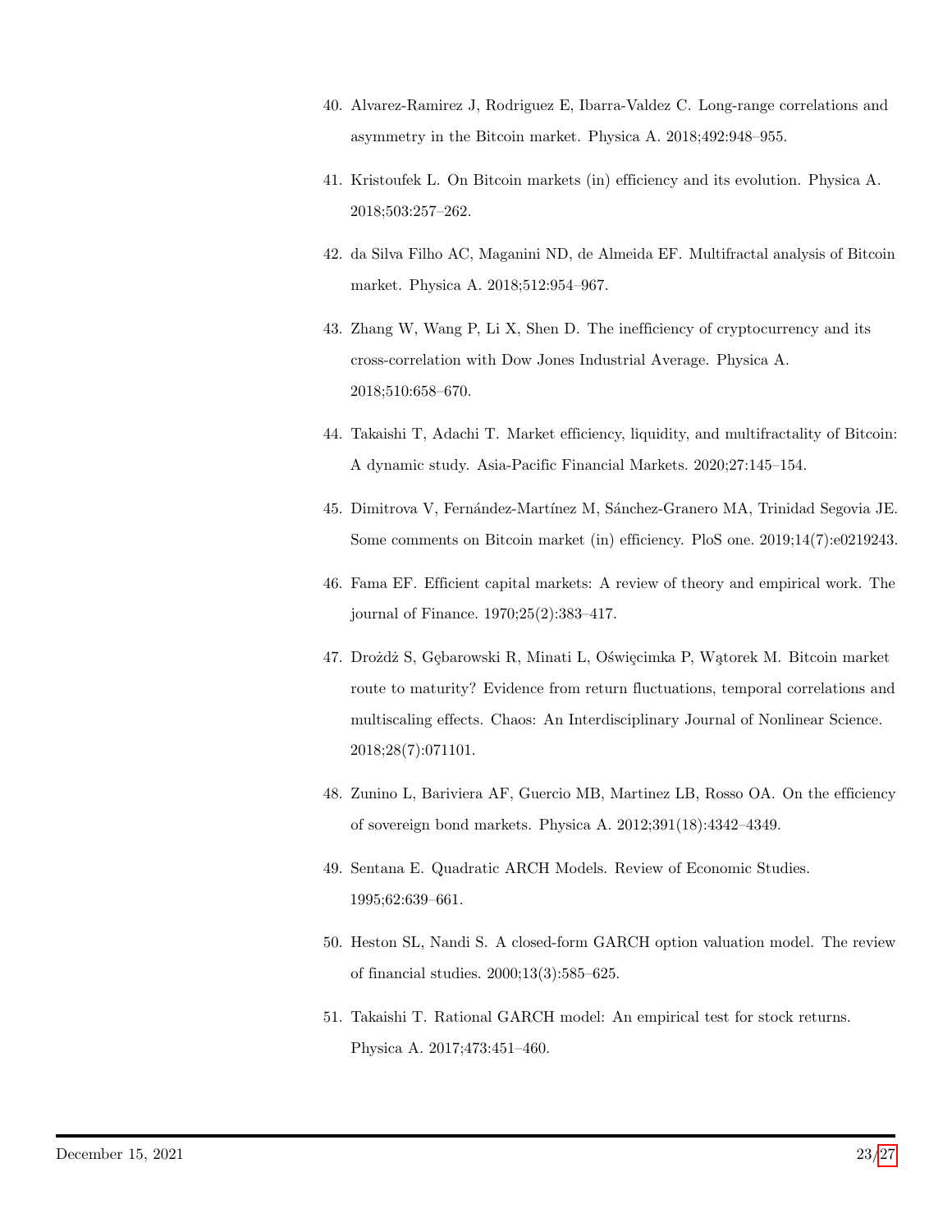40. Alvarez-Ramirez J, Rodriguez E, Ibarra-Valdez C. Long-range correlations and asymmetry in the Bitcoin market. Physica A. 2018;492:948–955.

41. Kristoufek L. On Bitcoin markets (in) efficiency and its evolution. Physica A. 2018;503:257–262.

42. da Silva Filho AC, Maganini ND, de Almeida EF. Multifractal analysis of Bitcoin market. Physica A. 2018;512:954–967.

43. Zhang W, Wang P, Li X, Shen D. The inefficiency of cryptocurrency and its cross-correlation with Dow Jones Industrial Average. Physica A. 2018;510:658–670.

44. Takaishi T, Adachi T. Market efficiency, liquidity, and multifractality of Bitcoin: A dynamic study. Asia-Pacific Financial Markets. 2020;27:145–154.

45. Dimitrova V, Fernández-Martínez M, Sánchez-Granero MA, Trinidad Segovia JE. Some comments on Bitcoin market (in) efficiency. PloS one. 2019;14(7):e0219243.

46. Fama EF. Efficient capital markets: A review of theory and empirical work. The journal of Finance. 1970;25(2):383–417.

47. Drożdż S, Gębarowski R, Minati L, Oświęcimka P, Wątorek M. Bitcoin market route to maturity? Evidence from return fluctuations, temporal correlations and multiscaling effects. Chaos: An Interdisciplinary Journal of Nonlinear Science. 2018;28(7):071101.

48. Zunino L, Bariviera AF, Guercio MB, Martinez LB, Rosso OA. On the efficiency of sovereign bond markets. Physica A. 2012;391(18):4342–4349.

49. Sentana E. Quadratic ARCH Models. Review of Economic Studies. 1995;62:639–661.

50. Heston SL, Nandi S. A closed-form GARCH option valuation model. The review of financial studies. 2000;13(3):585–625.

51. Takaishi T. Rational GARCH model: An empirical test for stock returns. Physica A. 2017;473:451–460.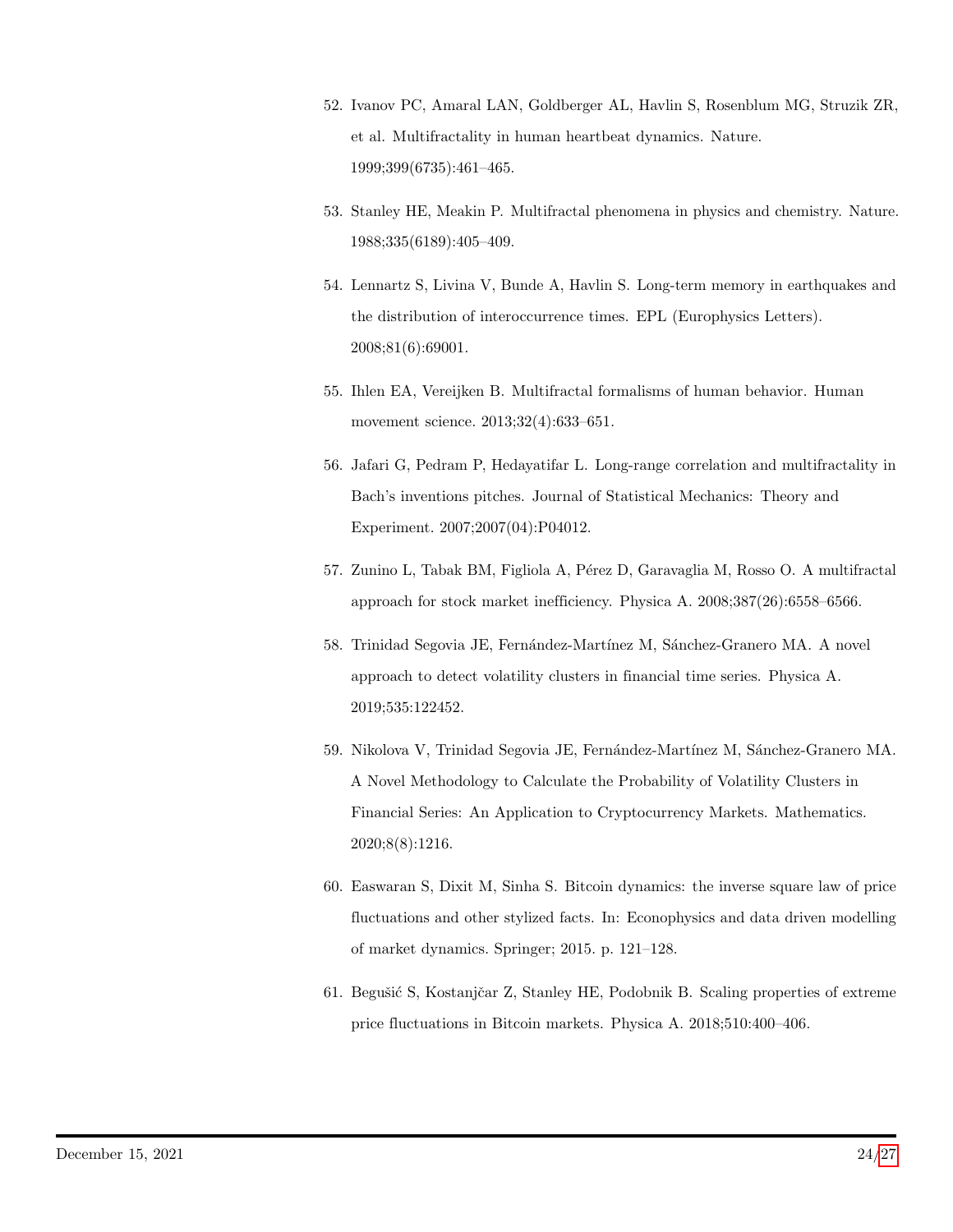52. Ivanov PC, Amaral LAN, Goldberger AL, Havlin S, Rosenblum MG, Struzik ZR, et al. Multifractality in human heartbeat dynamics. Nature. 1999;399(6735):461–465.

53. Stanley HE, Meakin P. Multifractal phenomena in physics and chemistry. Nature. 1988;335(6189):405–409.

54. Lennartz S, Livina V, Bunde A, Havlin S. Long-term memory in earthquakes and the distribution of interoccurrence times. EPL (Europhysics Letters). 2008;81(6):69001.

55. Ihlen EA, Vereijken B. Multifractal formalisms of human behavior. Human movement science. 2013;32(4):633–651.

56. Jafari G, Pedram P, Hedayatifar L. Long-range correlation and multifractality in Bach's inventions pitches. Journal of Statistical Mechanics: Theory and Experiment. 2007;2007(04):P04012.

57. Zunino L, Tabak BM, Figliola A, Pérez D, Garavaglia M, Rosso O. A multifractal approach for stock market inefficiency. Physica A. 2008;387(26):6558–6566.

58. Trinidad Segovia JE, Fernández-Martínez M, Sánchez-Granero MA. A novel approach to detect volatility clusters in financial time series. Physica A. 2019;535:122452.

59. Nikolova V, Trinidad Segovia JE, Fernández-Martínez M, Sánchez-Granero MA. A Novel Methodology to Calculate the Probability of Volatility Clusters in Financial Series: An Application to Cryptocurrency Markets. Mathematics. 2020;8(8):1216.

60. Easwaran S, Dixit M, Sinha S. Bitcoin dynamics: the inverse square law of price fluctuations and other stylized facts. In: Econophysics and data driven modelling of market dynamics. Springer; 2015. p. 121–128.

61. Begušić S, Kostanjčar Z, Stanley HE, Podobnik B. Scaling properties of extreme price fluctuations in Bitcoin markets. Physica A. 2018;510:400–406.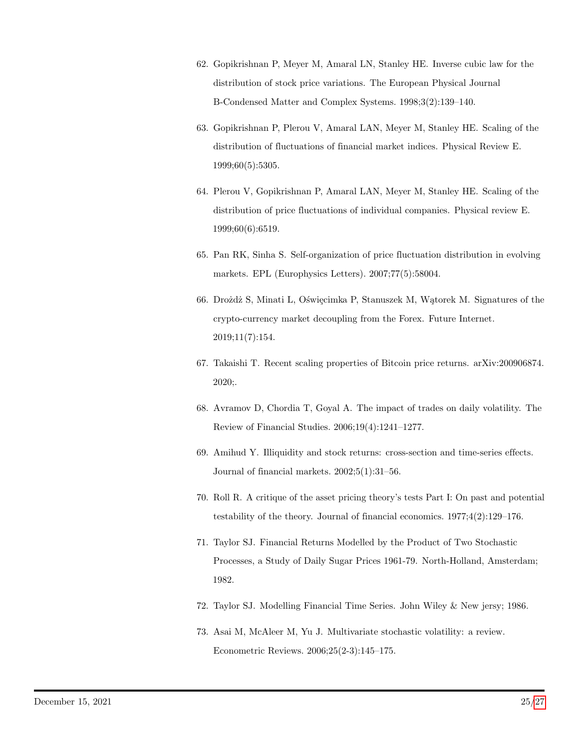62. Gopikrishnan P, Meyer M, Amaral LN, Stanley HE. Inverse cubic law for the distribution of stock price variations. The European Physical Journal B-Condensed Matter and Complex Systems. 1998;3(2):139–140.

63. Gopikrishnan P, Plerou V, Amaral LAN, Meyer M, Stanley HE. Scaling of the distribution of fluctuations of financial market indices. Physical Review E. 1999;60(5):5305.

64. Plerou V, Gopikrishnan P, Amaral LAN, Meyer M, Stanley HE. Scaling of the distribution of price fluctuations of individual companies. Physical review E. 1999;60(6):6519.

65. Pan RK, Sinha S. Self-organization of price fluctuation distribution in evolving markets. EPL (Europhysics Letters). 2007;77(5):58004.

66. Drożdż S, Minati L, Oświęcimka P, Stanuszek M, Wątorek M. Signatures of the crypto-currency market decoupling from the Forex. Future Internet. 2019;11(7):154.

67. Takaishi T. Recent scaling properties of Bitcoin price returns. arXiv:200906874. 2020;.

68. Avramov D, Chordia T, Goyal A. The impact of trades on daily volatility. The Review of Financial Studies. 2006;19(4):1241–1277.

69. Amihud Y. Illiquidity and stock returns: cross-section and time-series effects. Journal of financial markets. 2002;5(1):31–56.

70. Roll R. A critique of the asset pricing theory's tests Part I: On past and potential testability of the theory. Journal of financial economics. 1977;4(2):129–176.

71. Taylor SJ. Financial Returns Modelled by the Product of Two Stochastic Processes, a Study of Daily Sugar Prices 1961-79. North-Holland, Amsterdam; 1982.

72. Taylor SJ. Modelling Financial Time Series. John Wiley & New jersy; 1986.

73. Asai M, McAleer M, Yu J. Multivariate stochastic volatility: a review. Econometric Reviews. 2006;25(2-3):145–175.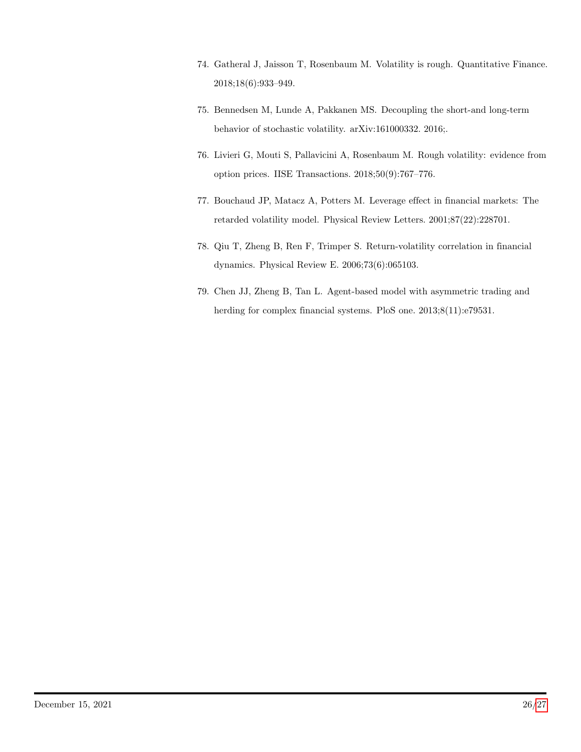74. Gatheral J, Jaisson T, Rosenbaum M. Volatility is rough. Quantitative Finance. 2018;18(6):933–949.

75. Bennedsen M, Lunde A, Pakkanen MS. Decoupling the short-and long-term behavior of stochastic volatility. arXiv:161000332. 2016;.

76. Livieri G, Mouti S, Pallavicini A, Rosenbaum M. Rough volatility: evidence from option prices. IISE Transactions. 2018;50(9):767–776.

77. Bouchaud JP, Matacz A, Potters M. Leverage effect in financial markets: The retarded volatility model. Physical Review Letters. 2001;87(22):228701.

78. Qiu T, Zheng B, Ren F, Trimper S. Return-volatility correlation in financial dynamics. Physical Review E. 2006;73(6):065103.

79. Chen JJ, Zheng B, Tan L. Agent-based model with asymmetric trading and herding for complex financial systems. PloS one. 2013;8(11):e79531.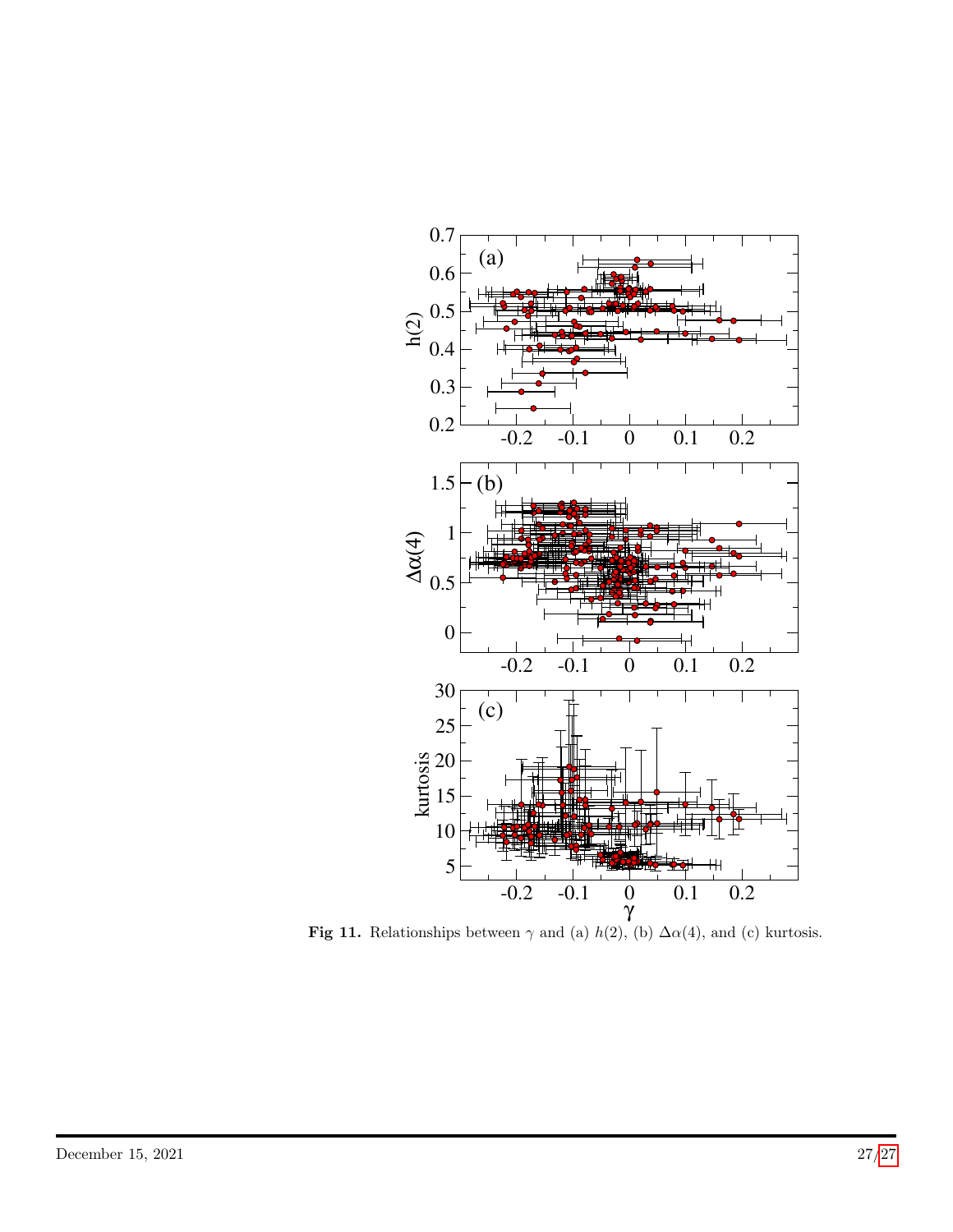(a)

0.7
0.6
0.5
0.4
0.3
0.2

h(2)

-0.2 -0.1 0 0.1 0.2

(b)

1.5
1
0.5
0

Δα(4)

-0.2 -0.1 0 0.1 0.2

(c)

30
25
20
15
10
5

kurtosis

-0.2 -0.1 0 0.1 0.2

γ

**Fig 11.** Relationships between $\gamma$ and (a) $h(2)$, (b) $\Delta\alpha(4)$, and (c) kurtosis.